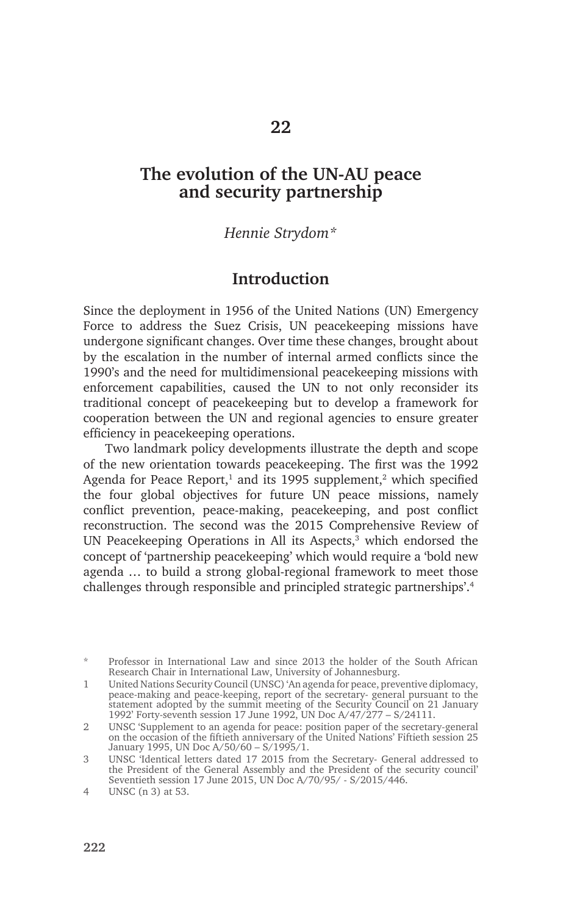# 22

# The evolution of the UN-AU peace and security partnership

*Hennie Strydom\**

## Introduction

Since the deployment in 1956 of the United Nations (UN) Emergency Force to address the Suez Crisis, UN peacekeeping missions have undergone significant changes. Over time these changes, brought about by the escalation in the number of internal armed conflicts since the 1990's and the need for multidimensional peacekeeping missions with enforcement capabilities, caused the UN to not only reconsider its traditional concept of peacekeeping but to develop a framework for cooperation between the UN and regional agencies to ensure greater efficiency in peacekeeping operations.

Two landmark policy developments illustrate the depth and scope of the new orientation towards peacekeeping. The first was the 1992 Agenda for Peace Report,[1] and its 1995 supplement,[2] which specified the four global objectives for future UN peace missions, namely conflict prevention, peace-making, peacekeeping, and post conflict reconstruction. The second was the 2015 Comprehensive Review of UN Peacekeeping Operations in All its Aspects,[3] which endorsed the concept of 'partnership peacekeeping' which would require a 'bold new agenda … to build a strong global-regional framework to meet those challenges through responsible and principled strategic partnerships'.[4]

---

\* Professor in International Law and since 2013 the holder of the South African Research Chair in International Law, University of Johannesburg.

1 United Nations Security Council (UNSC) 'An agenda for peace, preventive diplomacy, peace-making and peace-keeping, report of the secretary- general pursuant to the statement adopted by the summit meeting of the Security Council on 21 January 1992' Forty-seventh session 17 June 1992, UN Doc A/47/277 – S/24111.

2 UNSC 'Supplement to an agenda for peace: position paper of the secretary-general on the occasion of the fiftieth anniversary of the United Nations' Fiftieth session 25 January 1995, UN Doc A/50/60 – S/1995/1.

3 UNSC 'Identical letters dated 17 2015 from the Secretary- General addressed to the President of the General Assembly and the President of the security council' Seventieth session 17 June 2015, UN Doc A/70/95/ - S/2015/446.

4 UNSC (n 3) at 53.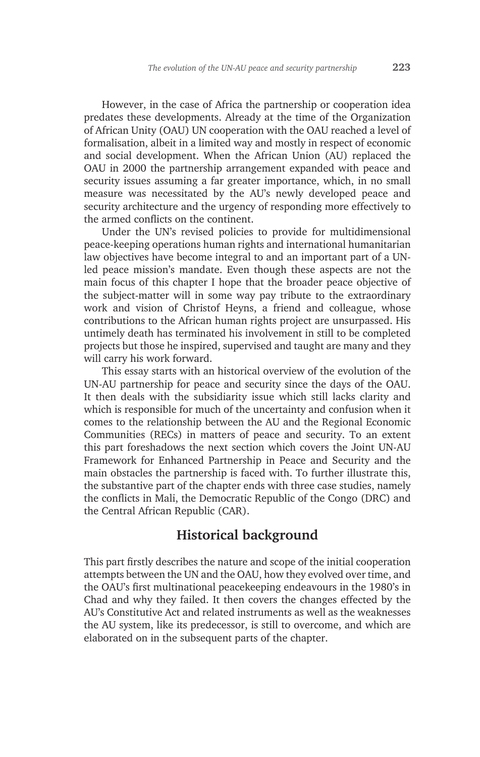However, in the case of Africa the partnership or cooperation idea predates these developments. Already at the time of the Organization of African Unity (OAU) UN cooperation with the OAU reached a level of formalisation, albeit in a limited way and mostly in respect of economic and social development. When the African Union (AU) replaced the OAU in 2000 the partnership arrangement expanded with peace and security issues assuming a far greater importance, which, in no small measure was necessitated by the AU's newly developed peace and security architecture and the urgency of responding more effectively to the armed conflicts on the continent.

Under the UN's revised policies to provide for multidimensional peace-keeping operations human rights and international humanitarian law objectives have become integral to and an important part of a UN-led peace mission's mandate. Even though these aspects are not the main focus of this chapter I hope that the broader peace objective of the subject-matter will in some way pay tribute to the extraordinary work and vision of Christof Heyns, a friend and colleague, whose contributions to the African human rights project are unsurpassed. His untimely death has terminated his involvement in still to be completed projects but those he inspired, supervised and taught are many and they will carry his work forward.

This essay starts with an historical overview of the evolution of the UN-AU partnership for peace and security since the days of the OAU. It then deals with the subsidiarity issue which still lacks clarity and which is responsible for much of the uncertainty and confusion when it comes to the relationship between the AU and the Regional Economic Communities (RECs) in matters of peace and security. To an extent this part foreshadows the next section which covers the Joint UN-AU Framework for Enhanced Partnership in Peace and Security and the main obstacles the partnership is faced with. To further illustrate this, the substantive part of the chapter ends with three case studies, namely the conflicts in Mali, the Democratic Republic of the Congo (DRC) and the Central African Republic (CAR).

## Historical background

This part firstly describes the nature and scope of the initial cooperation attempts between the UN and the OAU, how they evolved over time, and the OAU's first multinational peacekeeping endeavours in the 1980's in Chad and why they failed. It then covers the changes effected by the AU's Constitutive Act and related instruments as well as the weaknesses the AU system, like its predecessor, is still to overcome, and which are elaborated on in the subsequent parts of the chapter.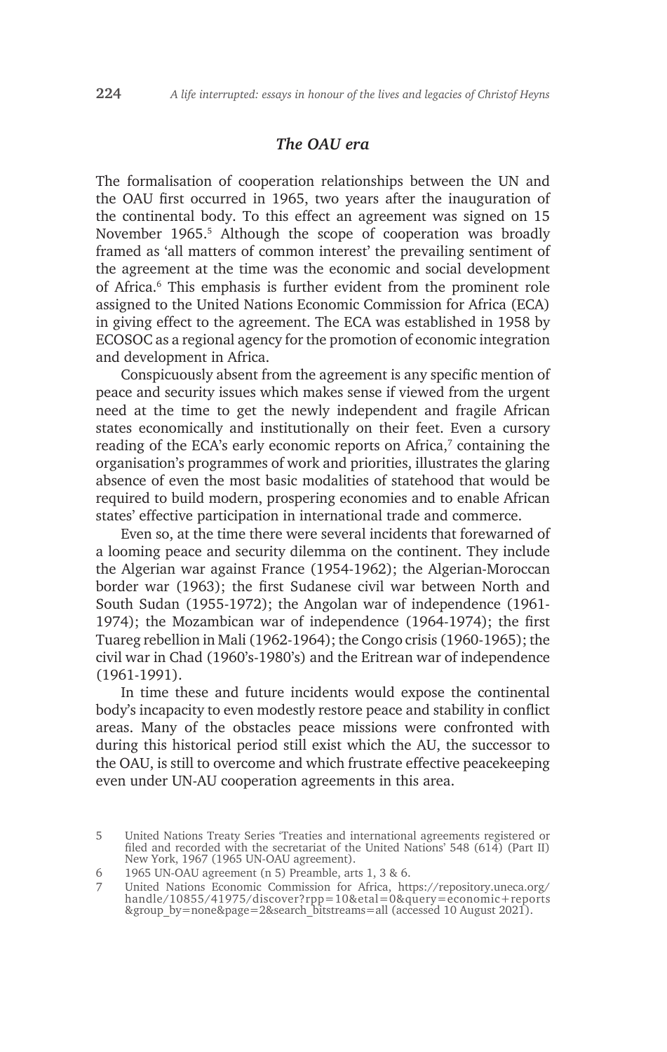### *The OAU era*

The formalisation of cooperation relationships between the UN and the OAU first occurred in 1965, two years after the inauguration of the continental body. To this effect an agreement was signed on 15 November 1965.[5] Although the scope of cooperation was broadly framed as 'all matters of common interest' the prevailing sentiment of the agreement at the time was the economic and social development of Africa.[6] This emphasis is further evident from the prominent role assigned to the United Nations Economic Commission for Africa (ECA) in giving effect to the agreement. The ECA was established in 1958 by ECOSOC as a regional agency for the promotion of economic integration and development in Africa.

Conspicuously absent from the agreement is any specific mention of peace and security issues which makes sense if viewed from the urgent need at the time to get the newly independent and fragile African states economically and institutionally on their feet. Even a cursory reading of the ECA's early economic reports on Africa,[7] containing the organisation's programmes of work and priorities, illustrates the glaring absence of even the most basic modalities of statehood that would be required to build modern, prospering economies and to enable African states' effective participation in international trade and commerce.

Even so, at the time there were several incidents that forewarned of a looming peace and security dilemma on the continent. They include the Algerian war against France (1954-1962); the Algerian-Moroccan border war (1963); the first Sudanese civil war between North and South Sudan (1955-1972); the Angolan war of independence (1961-1974); the Mozambican war of independence (1964-1974); the first Tuareg rebellion in Mali (1962-1964); the Congo crisis (1960-1965); the civil war in Chad (1960's-1980's) and the Eritrean war of independence (1961-1991).

In time these and future incidents would expose the continental body's incapacity to even modestly restore peace and stability in conflict areas. Many of the obstacles peace missions were confronted with during this historical period still exist which the AU, the successor to the OAU, is still to overcome and which frustrate effective peacekeeping even under UN-AU cooperation agreements in this area.

5 United Nations Treaty Series 'Treaties and international agreements registered or filed and recorded with the secretariat of the United Nations' 548 (614) (Part II) New York, 1967 (1965 UN-OAU agreement).

6 1965 UN-OAU agreement (n 5) Preamble, arts 1, 3 & 6.

7 United Nations Economic Commission for Africa, https://repository.uneca.org/handle/10855/41975/discover?rpp=10&etal=0&query=economic+reports&group_by=none&page=2&search_bitstreams=all (accessed 10 August 2021).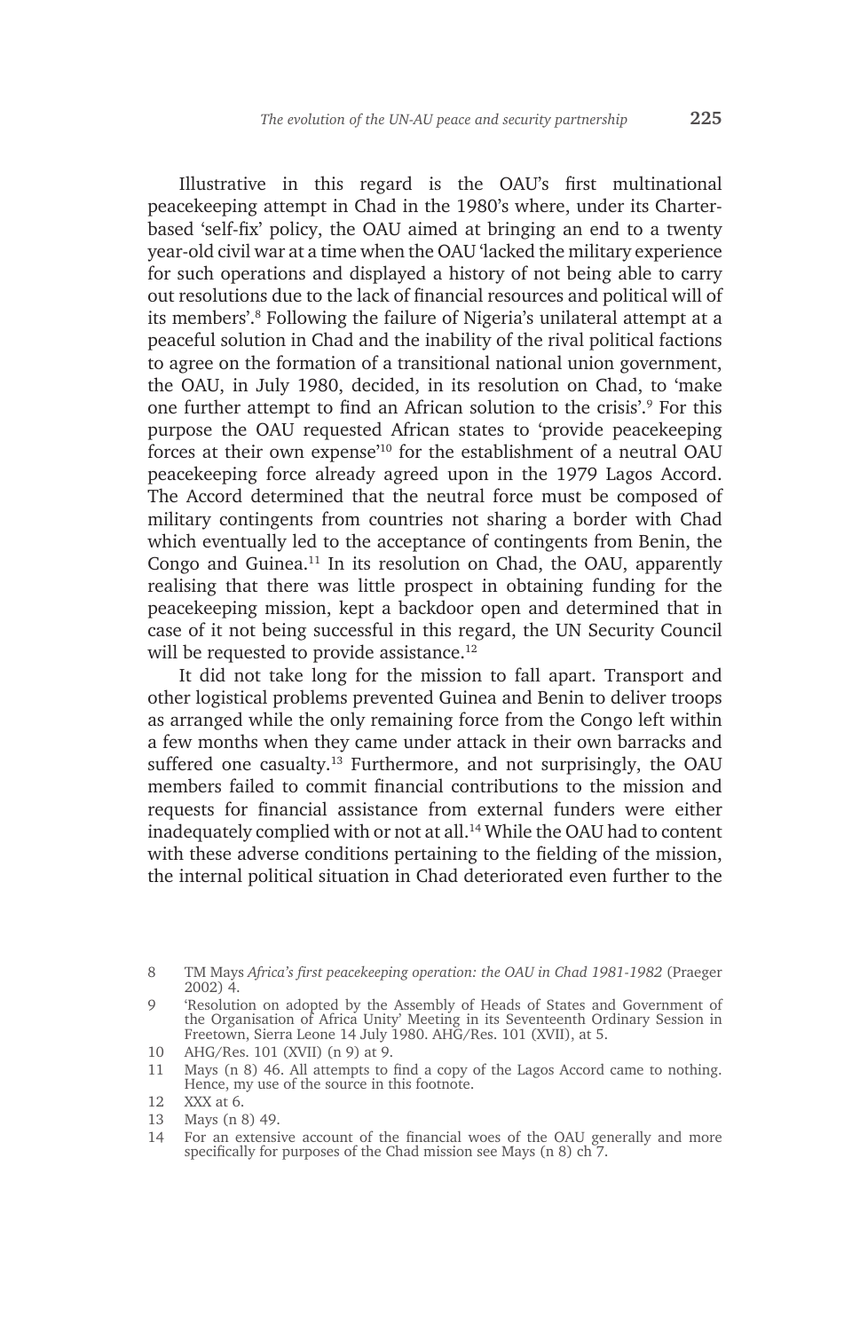Illustrative in this regard is the OAU's first multinational peacekeeping attempt in Chad in the 1980's where, under its Charter-based 'self-fix' policy, the OAU aimed at bringing an end to a twenty year-old civil war at a time when the OAU 'lacked the military experience for such operations and displayed a history of not being able to carry out resolutions due to the lack of financial resources and political will of its members'.[8] Following the failure of Nigeria's unilateral attempt at a peaceful solution in Chad and the inability of the rival political factions to agree on the formation of a transitional national union government, the OAU, in July 1980, decided, in its resolution on Chad, to 'make one further attempt to find an African solution to the crisis'.[9] For this purpose the OAU requested African states to 'provide peacekeeping forces at their own expense'[10] for the establishment of a neutral OAU peacekeeping force already agreed upon in the 1979 Lagos Accord. The Accord determined that the neutral force must be composed of military contingents from countries not sharing a border with Chad which eventually led to the acceptance of contingents from Benin, the Congo and Guinea.[11] In its resolution on Chad, the OAU, apparently realising that there was little prospect in obtaining funding for the peacekeeping mission, kept a backdoor open and determined that in case of it not being successful in this regard, the UN Security Council will be requested to provide assistance.[12]

It did not take long for the mission to fall apart. Transport and other logistical problems prevented Guinea and Benin to deliver troops as arranged while the only remaining force from the Congo left within a few months when they came under attack in their own barracks and suffered one casualty.[13] Furthermore, and not surprisingly, the OAU members failed to commit financial contributions to the mission and requests for financial assistance from external funders were either inadequately complied with or not at all.[14] While the OAU had to content with these adverse conditions pertaining to the fielding of the mission, the internal political situation in Chad deteriorated even further to the

8 TM Mays *Africa's first peacekeeping operation: the OAU in Chad 1981-1982* (Praeger 2002) 4.

9 'Resolution on adopted by the Assembly of Heads of States and Government of the Organisation of Africa Unity' Meeting in its Seventeenth Ordinary Session in Freetown, Sierra Leone 14 July 1980. AHG/Res. 101 (XVII), at 5.

10 AHG/Res. 101 (XVII) (n 9) at 9.

11 Mays (n 8) 46. All attempts to find a copy of the Lagos Accord came to nothing. Hence, my use of the source in this footnote.

12 XXX at 6.

13 Mays (n 8) 49.

14 For an extensive account of the financial woes of the OAU generally and more specifically for purposes of the Chad mission see Mays (n 8) ch 7.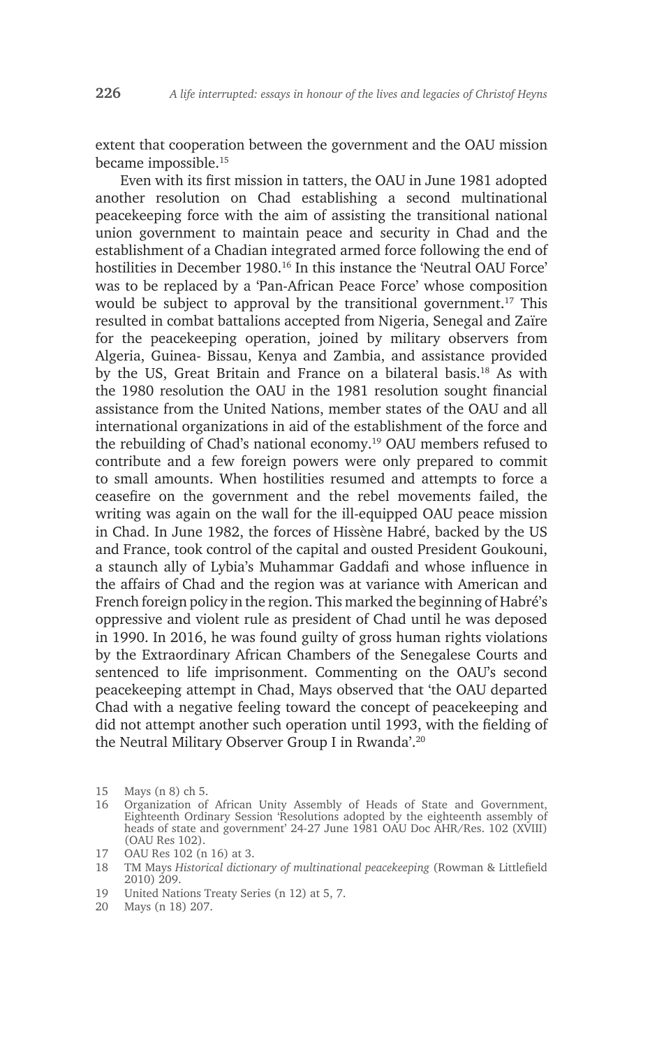extent that cooperation between the government and the OAU mission became impossible.[15]

Even with its first mission in tatters, the OAU in June 1981 adopted another resolution on Chad establishing a second multinational peacekeeping force with the aim of assisting the transitional national union government to maintain peace and security in Chad and the establishment of a Chadian integrated armed force following the end of hostilities in December 1980.[16] In this instance the 'Neutral OAU Force' was to be replaced by a 'Pan-African Peace Force' whose composition would be subject to approval by the transitional government.[17] This resulted in combat battalions accepted from Nigeria, Senegal and Zaïre for the peacekeeping operation, joined by military observers from Algeria, Guinea- Bissau, Kenya and Zambia, and assistance provided by the US, Great Britain and France on a bilateral basis.[18] As with the 1980 resolution the OAU in the 1981 resolution sought financial assistance from the United Nations, member states of the OAU and all international organizations in aid of the establishment of the force and the rebuilding of Chad's national economy.[19] OAU members refused to contribute and a few foreign powers were only prepared to commit to small amounts. When hostilities resumed and attempts to force a ceasefire on the government and the rebel movements failed, the writing was again on the wall for the ill-equipped OAU peace mission in Chad. In June 1982, the forces of Hissène Habré, backed by the US and France, took control of the capital and ousted President Goukouni, a staunch ally of Lybia's Muhammar Gaddafi and whose influence in the affairs of Chad and the region was at variance with American and French foreign policy in the region. This marked the beginning of Habré's oppressive and violent rule as president of Chad until he was deposed in 1990. In 2016, he was found guilty of gross human rights violations by the Extraordinary African Chambers of the Senegalese Courts and sentenced to life imprisonment. Commenting on the OAU's second peacekeeping attempt in Chad, Mays observed that 'the OAU departed Chad with a negative feeling toward the concept of peacekeeping and did not attempt another such operation until 1993, with the fielding of the Neutral Military Observer Group I in Rwanda'.[20]

15 Mays (n 8) ch 5.

16 Organization of African Unity Assembly of Heads of State and Government, Eighteenth Ordinary Session 'Resolutions adopted by the eighteenth assembly of heads of state and government' 24-27 June 1981 OAU Doc AHR/Res. 102 (XVIII) (OAU Res 102).

17 OAU Res 102 (n 16) at 3.

18 TM Mays *Historical dictionary of multinational peacekeeping* (Rowman & Littlefield 2010) 209.

19 United Nations Treaty Series (n 12) at 5, 7.

20 Mays (n 18) 207.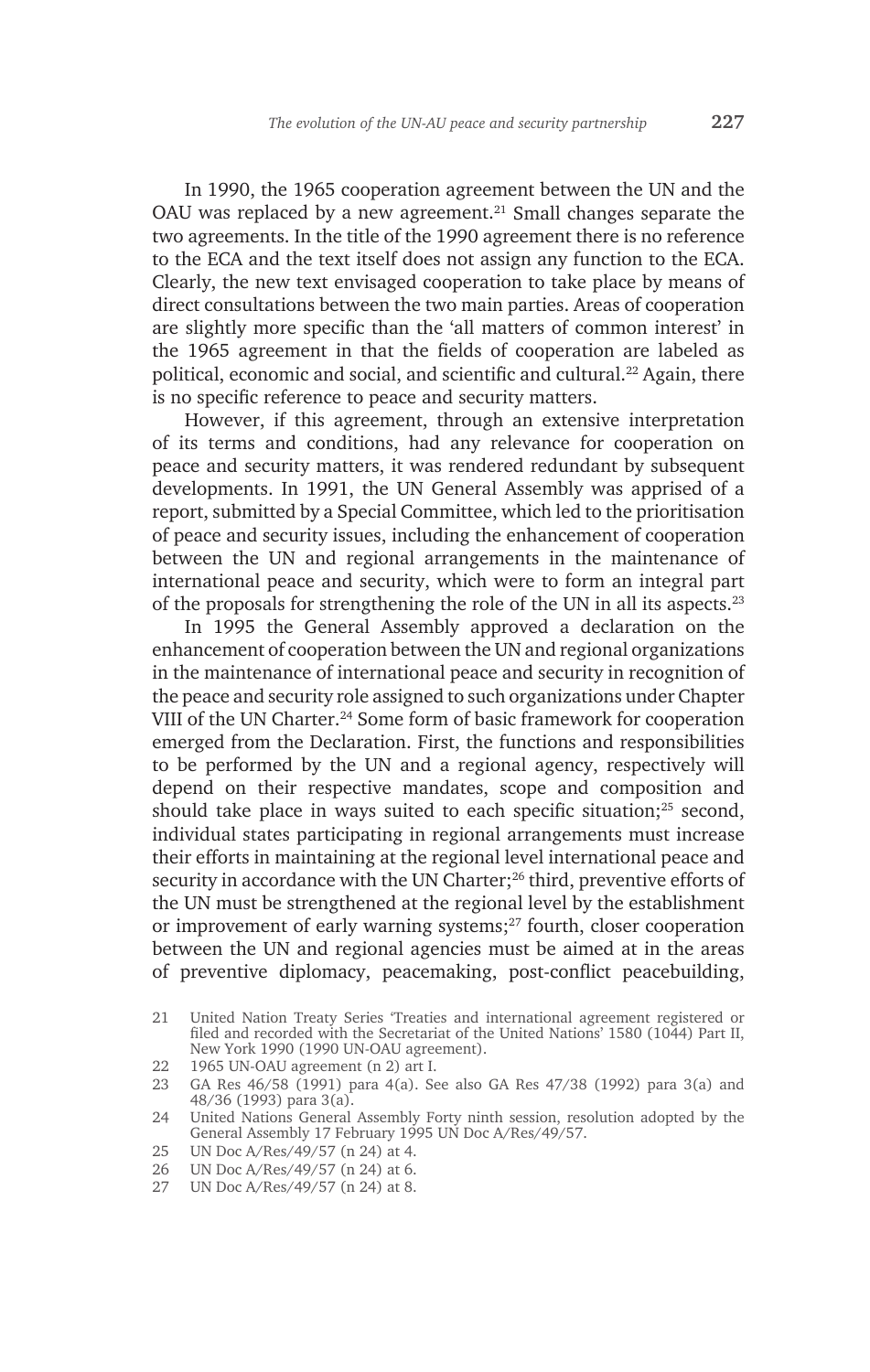In 1990, the 1965 cooperation agreement between the UN and the OAU was replaced by a new agreement.[21] Small changes separate the two agreements. In the title of the 1990 agreement there is no reference to the ECA and the text itself does not assign any function to the ECA. Clearly, the new text envisaged cooperation to take place by means of direct consultations between the two main parties. Areas of cooperation are slightly more specific than the 'all matters of common interest' in the 1965 agreement in that the fields of cooperation are labeled as political, economic and social, and scientific and cultural.[22] Again, there is no specific reference to peace and security matters.

However, if this agreement, through an extensive interpretation of its terms and conditions, had any relevance for cooperation on peace and security matters, it was rendered redundant by subsequent developments. In 1991, the UN General Assembly was apprised of a report, submitted by a Special Committee, which led to the prioritisation of peace and security issues, including the enhancement of cooperation between the UN and regional arrangements in the maintenance of international peace and security, which were to form an integral part of the proposals for strengthening the role of the UN in all its aspects.[23]

In 1995 the General Assembly approved a declaration on the enhancement of cooperation between the UN and regional organizations in the maintenance of international peace and security in recognition of the peace and security role assigned to such organizations under Chapter VIII of the UN Charter.[24] Some form of basic framework for cooperation emerged from the Declaration. First, the functions and responsibilities to be performed by the UN and a regional agency, respectively will depend on their respective mandates, scope and composition and should take place in ways suited to each specific situation;[25] second, individual states participating in regional arrangements must increase their efforts in maintaining at the regional level international peace and security in accordance with the UN Charter;[26] third, preventive efforts of the UN must be strengthened at the regional level by the establishment or improvement of early warning systems;[27] fourth, closer cooperation between the UN and regional agencies must be aimed at in the areas of preventive diplomacy, peacemaking, post-conflict peacebuilding,

21 United Nation Treaty Series 'Treaties and international agreement registered or filed and recorded with the Secretariat of the United Nations' 1580 (1044) Part II, New York 1990 (1990 UN-OAU agreement).

22 1965 UN-OAU agreement (n 2) art I.

23 GA Res 46/58 (1991) para 4(a). See also GA Res 47/38 (1992) para 3(a) and 48/36 (1993) para 3(a).

24 United Nations General Assembly Forty ninth session, resolution adopted by the General Assembly 17 February 1995 UN Doc A/Res/49/57.

25 UN Doc A/Res/49/57 (n 24) at 4.

26 UN Doc A/Res/49/57 (n 24) at 6.

27 UN Doc A/Res/49/57 (n 24) at 8.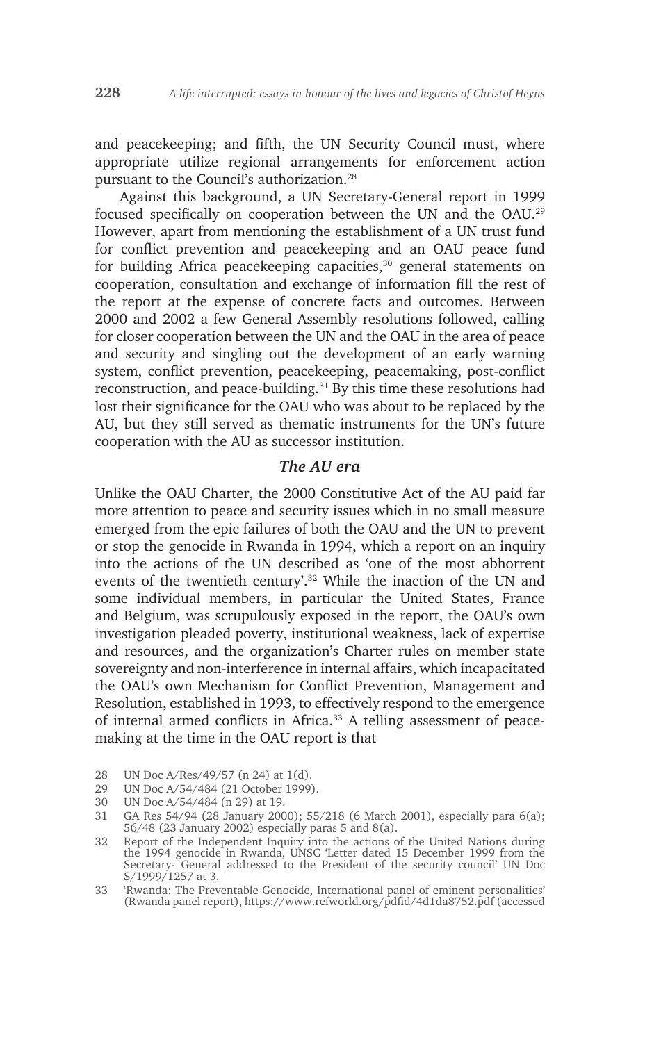and peacekeeping; and fifth, the UN Security Council must, where appropriate utilize regional arrangements for enforcement action pursuant to the Council's authorization.[28]

Against this background, a UN Secretary-General report in 1999 focused specifically on cooperation between the UN and the OAU.[29] However, apart from mentioning the establishment of a UN trust fund for conflict prevention and peacekeeping and an OAU peace fund for building Africa peacekeeping capacities,[30] general statements on cooperation, consultation and exchange of information fill the rest of the report at the expense of concrete facts and outcomes. Between 2000 and 2002 a few General Assembly resolutions followed, calling for closer cooperation between the UN and the OAU in the area of peace and security and singling out the development of an early warning system, conflict prevention, peacekeeping, peacemaking, post-conflict reconstruction, and peace-building.[31] By this time these resolutions had lost their significance for the OAU who was about to be replaced by the AU, but they still served as thematic instruments for the UN's future cooperation with the AU as successor institution.

### *The AU era*

Unlike the OAU Charter, the 2000 Constitutive Act of the AU paid far more attention to peace and security issues which in no small measure emerged from the epic failures of both the OAU and the UN to prevent or stop the genocide in Rwanda in 1994, which a report on an inquiry into the actions of the UN described as 'one of the most abhorrent events of the twentieth century'.[32] While the inaction of the UN and some individual members, in particular the United States, France and Belgium, was scrupulously exposed in the report, the OAU's own investigation pleaded poverty, institutional weakness, lack of expertise and resources, and the organization's Charter rules on member state sovereignty and non-interference in internal affairs, which incapacitated the OAU's own Mechanism for Conflict Prevention, Management and Resolution, established in 1993, to effectively respond to the emergence of internal armed conflicts in Africa.[33] A telling assessment of peace-making at the time in the OAU report is that

28 UN Doc A/Res/49/57 (n 24) at 1(d).

29 UN Doc A/54/484 (21 October 1999).

30 UN Doc A/54/484 (n 29) at 19.

31 GA Res 54/94 (28 January 2000); 55/218 (6 March 2001), especially para 6(a); 56/48 (23 January 2002) especially paras 5 and 8(a).

32 Report of the Independent Inquiry into the actions of the United Nations during the 1994 genocide in Rwanda, UNSC 'Letter dated 15 December 1999 from the Secretary- General addressed to the President of the security council' UN Doc S/1999/1257 at 3.

33 'Rwanda: The Preventable Genocide, International panel of eminent personalities' (Rwanda panel report), https://www.refworld.org/pdfid/4d1da8752.pdf (accessed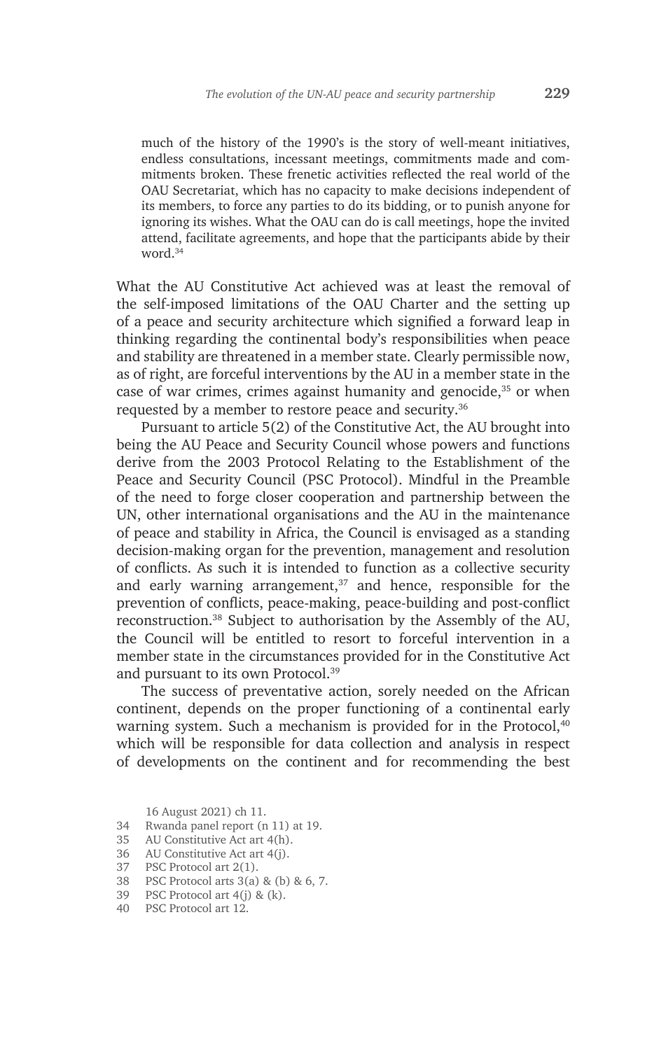> much of the history of the 1990's is the story of well-meant initiatives, endless consultations, incessant meetings, commitments made and commitments broken. These frenetic activities reflected the real world of the OAU Secretariat, which has no capacity to make decisions independent of its members, to force any parties to do its bidding, or to punish anyone for ignoring its wishes. What the OAU can do is call meetings, hope the invited attend, facilitate agreements, and hope that the participants abide by their word.[34]

What the AU Constitutive Act achieved was at least the removal of the self-imposed limitations of the OAU Charter and the setting up of a peace and security architecture which signified a forward leap in thinking regarding the continental body's responsibilities when peace and stability are threatened in a member state. Clearly permissible now, as of right, are forceful interventions by the AU in a member state in the case of war crimes, crimes against humanity and genocide,[35] or when requested by a member to restore peace and security.[36]

Pursuant to article 5(2) of the Constitutive Act, the AU brought into being the AU Peace and Security Council whose powers and functions derive from the 2003 Protocol Relating to the Establishment of the Peace and Security Council (PSC Protocol). Mindful in the Preamble of the need to forge closer cooperation and partnership between the UN, other international organisations and the AU in the maintenance of peace and stability in Africa, the Council is envisaged as a standing decision-making organ for the prevention, management and resolution of conflicts. As such it is intended to function as a collective security and early warning arrangement,[37] and hence, responsible for the prevention of conflicts, peace-making, peace-building and post-conflict reconstruction.[38] Subject to authorisation by the Assembly of the AU, the Council will be entitled to resort to forceful intervention in a member state in the circumstances provided for in the Constitutive Act and pursuant to its own Protocol.[39]

The success of preventative action, sorely needed on the African continent, depends on the proper functioning of a continental early warning system. Such a mechanism is provided for in the Protocol,[40] which will be responsible for data collection and analysis in respect of developments on the continent and for recommending the best

16 August 2021) ch 11.

34 Rwanda panel report (n 11) at 19.
35 AU Constitutive Act art 4(h).
36 AU Constitutive Act art 4(j).
37 PSC Protocol art 2(1).
38 PSC Protocol arts 3(a) & (b) & 6, 7.
39 PSC Protocol art 4(j) & (k).
40 PSC Protocol art 12.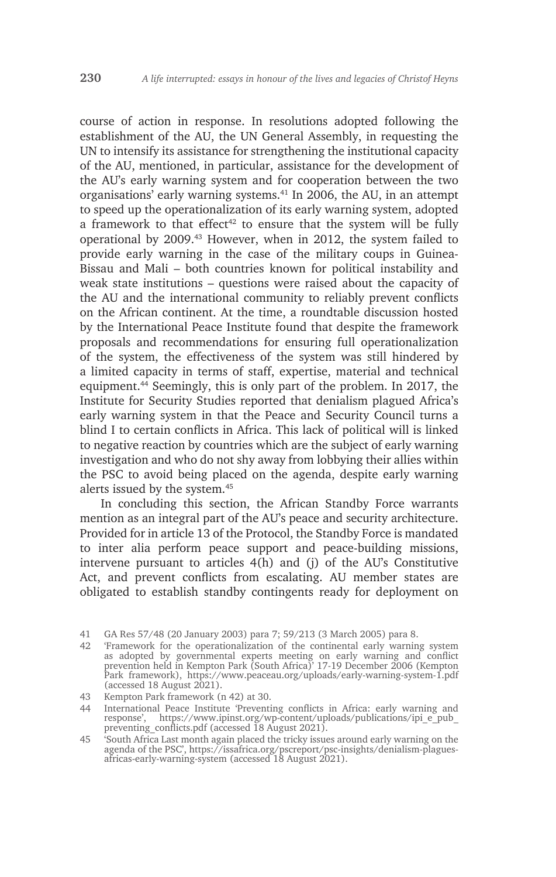course of action in response. In resolutions adopted following the establishment of the AU, the UN General Assembly, in requesting the UN to intensify its assistance for strengthening the institutional capacity of the AU, mentioned, in particular, assistance for the development of the AU's early warning system and for cooperation between the two organisations' early warning systems.[41] In 2006, the AU, in an attempt to speed up the operationalization of its early warning system, adopted a framework to that effect[42] to ensure that the system will be fully operational by 2009.[43] However, when in 2012, the system failed to provide early warning in the case of the military coups in Guinea-Bissau and Mali – both countries known for political instability and weak state institutions – questions were raised about the capacity of the AU and the international community to reliably prevent conflicts on the African continent. At the time, a roundtable discussion hosted by the International Peace Institute found that despite the framework proposals and recommendations for ensuring full operationalization of the system, the effectiveness of the system was still hindered by a limited capacity in terms of staff, expertise, material and technical equipment.[44] Seemingly, this is only part of the problem. In 2017, the Institute for Security Studies reported that denialism plagued Africa's early warning system in that the Peace and Security Council turns a blind I to certain conflicts in Africa. This lack of political will is linked to negative reaction by countries which are the subject of early warning investigation and who do not shy away from lobbying their allies within the PSC to avoid being placed on the agenda, despite early warning alerts issued by the system.[45]

In concluding this section, the African Standby Force warrants mention as an integral part of the AU's peace and security architecture. Provided for in article 13 of the Protocol, the Standby Force is mandated to inter alia perform peace support and peace-building missions, intervene pursuant to articles 4(h) and (j) of the AU's Constitutive Act, and prevent conflicts from escalating. AU member states are obligated to establish standby contingents ready for deployment on

41 GA Res 57/48 (20 January 2003) para 7; 59/213 (3 March 2005) para 8.

42 'Framework for the operationalization of the continental early warning system as adopted by governmental experts meeting on early warning and conflict prevention held in Kempton Park (South Africa)' 17-19 December 2006 (Kempton Park framework), https://www.peaceau.org/uploads/early-warning-system-1.pdf (accessed 18 August 2021).

43 Kempton Park framework (n 42) at 30.

44 International Peace Institute 'Preventing conflicts in Africa: early warning and response', https://www.ipinst.org/wp-content/uploads/publications/ipi_e_pub_preventing_conflicts.pdf (accessed 18 August 2021).

45 'South Africa Last month again placed the tricky issues around early warning on the agenda of the PSC', https://issafrica.org/pscreport/psc-insights/denialism-plagues-africas-early-warning-system (accessed 18 August 2021).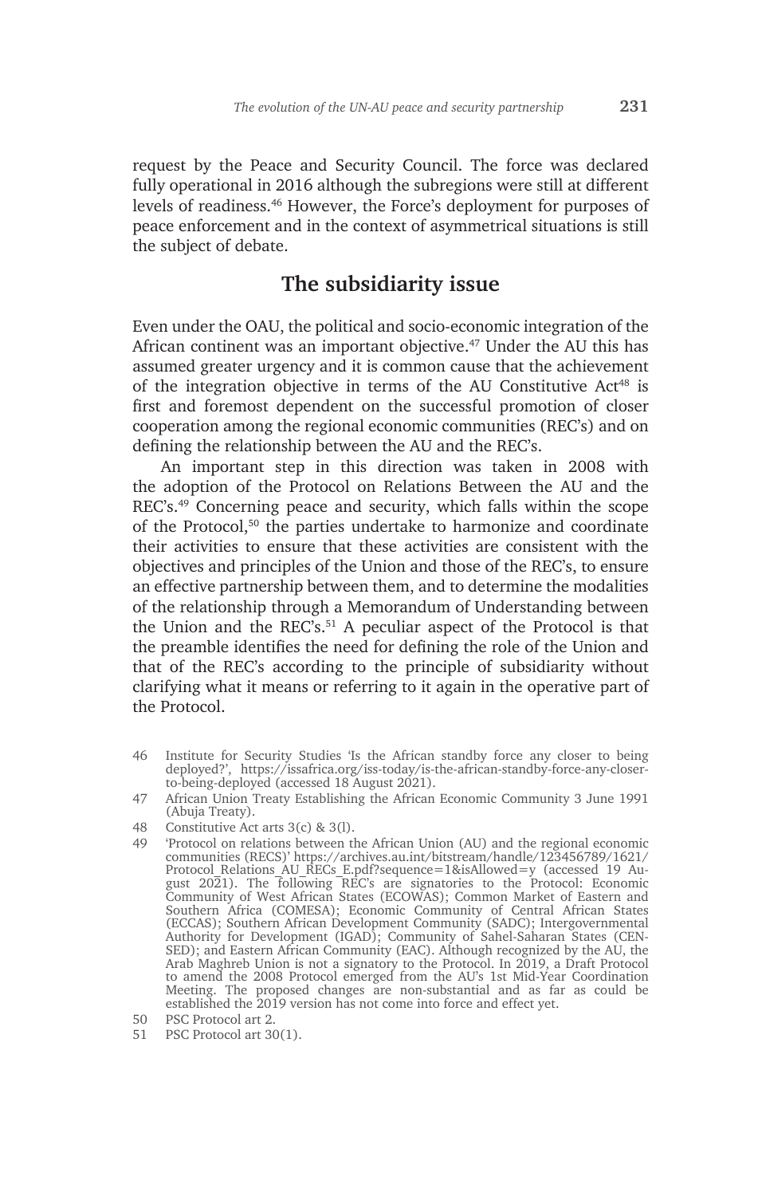request by the Peace and Security Council. The force was declared fully operational in 2016 although the subregions were still at different levels of readiness.[46] However, the Force's deployment for purposes of peace enforcement and in the context of asymmetrical situations is still the subject of debate.

## The subsidiarity issue

Even under the OAU, the political and socio-economic integration of the African continent was an important objective.[47] Under the AU this has assumed greater urgency and it is common cause that the achievement of the integration objective in terms of the AU Constitutive Act[48] is first and foremost dependent on the successful promotion of closer cooperation among the regional economic communities (REC's) and on defining the relationship between the AU and the REC's.

An important step in this direction was taken in 2008 with the adoption of the Protocol on Relations Between the AU and the REC's.[49] Concerning peace and security, which falls within the scope of the Protocol,[50] the parties undertake to harmonize and coordinate their activities to ensure that these activities are consistent with the objectives and principles of the Union and those of the REC's, to ensure an effective partnership between them, and to determine the modalities of the relationship through a Memorandum of Understanding between the Union and the REC's.[51] A peculiar aspect of the Protocol is that the preamble identifies the need for defining the role of the Union and that of the REC's according to the principle of subsidiarity without clarifying what it means or referring to it again in the operative part of the Protocol.

---

46 Institute for Security Studies 'Is the African standby force any closer to being deployed?', https://issafrica.org/iss-today/is-the-african-standby-force-any-closer-to-being-deployed (accessed 18 August 2021).

47 African Union Treaty Establishing the African Economic Community 3 June 1991 (Abuja Treaty).

48 Constitutive Act arts 3(c) & 3(l).

49 'Protocol on relations between the African Union (AU) and the regional economic communities (RECS)' https://archives.au.int/bitstream/handle/123456789/1621/Protocol_Relations_AU_RECs_E.pdf?sequence=1&isAllowed=y (accessed 19 August 2021). The following REC's are signatories to the Protocol: Economic Community of West African States (ECOWAS); Common Market of Eastern and Southern Africa (COMESA); Economic Community of Central African States (ECCAS); Southern African Development Community (SADC); Intergovernmental Authority for Development (IGAD); Community of Sahel-Saharan States (CEN-SED); and Eastern African Community (EAC). Although recognized by the AU, the Arab Maghreb Union is not a signatory to the Protocol. In 2019, a Draft Protocol to amend the 2008 Protocol emerged from the AU's 1st Mid-Year Coordination Meeting. The proposed changes are non-substantial and as far as could be established the 2019 version has not come into force and effect yet.

50 PSC Protocol art 2.

51 PSC Protocol art 30(1).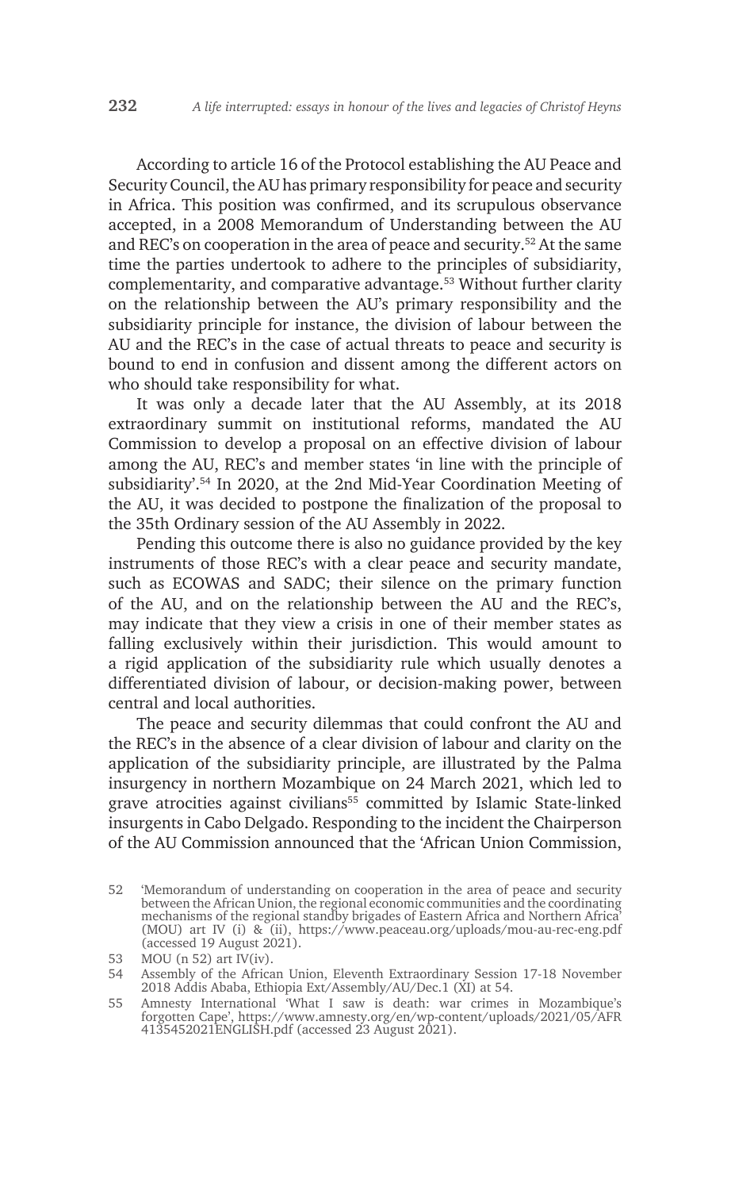According to article 16 of the Protocol establishing the AU Peace and Security Council, the AU has primary responsibility for peace and security in Africa. This position was confirmed, and its scrupulous observance accepted, in a 2008 Memorandum of Understanding between the AU and REC's on cooperation in the area of peace and security.[52] At the same time the parties undertook to adhere to the principles of subsidiarity, complementarity, and comparative advantage.[53] Without further clarity on the relationship between the AU's primary responsibility and the subsidiarity principle for instance, the division of labour between the AU and the REC's in the case of actual threats to peace and security is bound to end in confusion and dissent among the different actors on who should take responsibility for what.

It was only a decade later that the AU Assembly, at its 2018 extraordinary summit on institutional reforms, mandated the AU Commission to develop a proposal on an effective division of labour among the AU, REC's and member states 'in line with the principle of subsidiarity'.[54] In 2020, at the 2nd Mid-Year Coordination Meeting of the AU, it was decided to postpone the finalization of the proposal to the 35th Ordinary session of the AU Assembly in 2022.

Pending this outcome there is also no guidance provided by the key instruments of those REC's with a clear peace and security mandate, such as ECOWAS and SADC; their silence on the primary function of the AU, and on the relationship between the AU and the REC's, may indicate that they view a crisis in one of their member states as falling exclusively within their jurisdiction. This would amount to a rigid application of the subsidiarity rule which usually denotes a differentiated division of labour, or decision-making power, between central and local authorities.

The peace and security dilemmas that could confront the AU and the REC's in the absence of a clear division of labour and clarity on the application of the subsidiarity principle, are illustrated by the Palma insurgency in northern Mozambique on 24 March 2021, which led to grave atrocities against civilians[55] committed by Islamic State-linked insurgents in Cabo Delgado. Responding to the incident the Chairperson of the AU Commission announced that the 'African Union Commission,

52 'Memorandum of understanding on cooperation in the area of peace and security between the African Union, the regional economic communities and the coordinating mechanisms of the regional standby brigades of Eastern Africa and Northern Africa' (MOU) art IV (i) & (ii), https://www.peaceau.org/uploads/mou-au-rec-eng.pdf (accessed 19 August 2021).

53 MOU (n 52) art IV(iv).

54 Assembly of the African Union, Eleventh Extraordinary Session 17-18 November 2018 Addis Ababa, Ethiopia Ext/Assembly/AU/Dec.1 (XI) at 54.

55 Amnesty International 'What I saw is death: war crimes in Mozambique's forgotten Cape', https://www.amnesty.org/en/wp-content/uploads/2021/05/AFR4135452021ENGLISH.pdf (accessed 23 August 2021).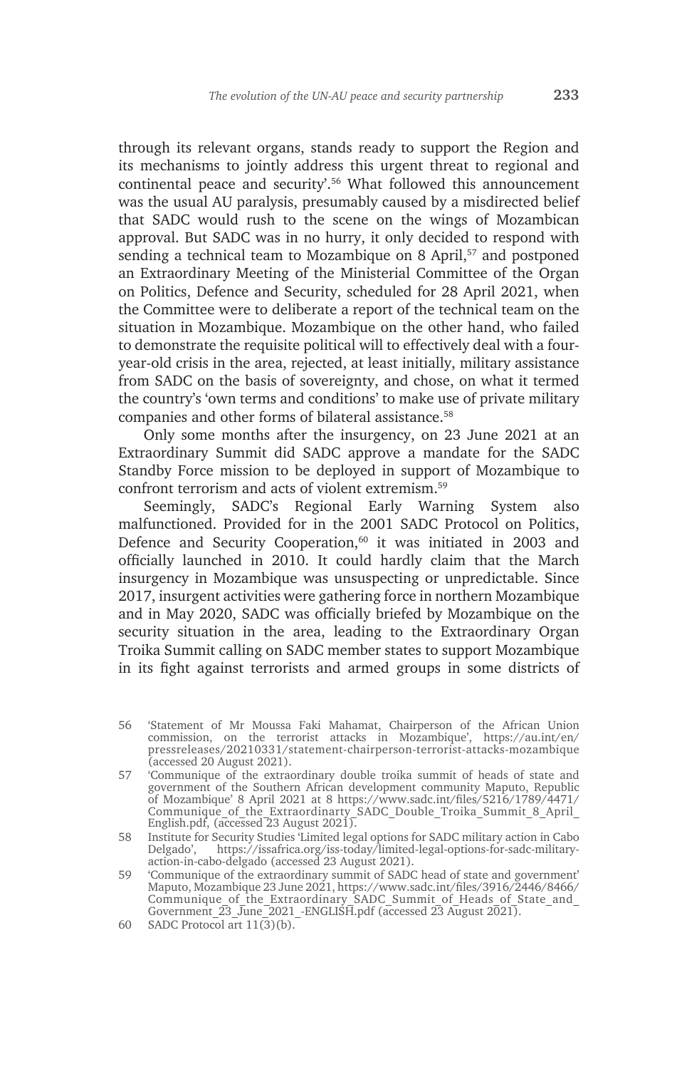through its relevant organs, stands ready to support the Region and its mechanisms to jointly address this urgent threat to regional and continental peace and security'.[56] What followed this announcement was the usual AU paralysis, presumably caused by a misdirected belief that SADC would rush to the scene on the wings of Mozambican approval. But SADC was in no hurry, it only decided to respond with sending a technical team to Mozambique on 8 April,[57] and postponed an Extraordinary Meeting of the Ministerial Committee of the Organ on Politics, Defence and Security, scheduled for 28 April 2021, when the Committee were to deliberate a report of the technical team on the situation in Mozambique. Mozambique on the other hand, who failed to demonstrate the requisite political will to effectively deal with a four-year-old crisis in the area, rejected, at least initially, military assistance from SADC on the basis of sovereignty, and chose, on what it termed the country's 'own terms and conditions' to make use of private military companies and other forms of bilateral assistance.[58]

Only some months after the insurgency, on 23 June 2021 at an Extraordinary Summit did SADC approve a mandate for the SADC Standby Force mission to be deployed in support of Mozambique to confront terrorism and acts of violent extremism.[59]

Seemingly, SADC's Regional Early Warning System also malfunctioned. Provided for in the 2001 SADC Protocol on Politics, Defence and Security Cooperation,[60] it was initiated in 2003 and officially launched in 2010. It could hardly claim that the March insurgency in Mozambique was unsuspecting or unpredictable. Since 2017, insurgent activities were gathering force in northern Mozambique and in May 2020, SADC was officially briefed by Mozambique on the security situation in the area, leading to the Extraordinary Organ Troika Summit calling on SADC member states to support Mozambique in its fight against terrorists and armed groups in some districts of

56 'Statement of Mr Moussa Faki Mahamat, Chairperson of the African Union commission, on the terrorist attacks in Mozambique', https://au.int/en/pressreleases/20210331/statement-chairperson-terrorist-attacks-mozambique (accessed 20 August 2021).

57 'Communique of the extraordinary double troika summit of heads of state and government of the Southern African development community Maputo, Republic of Mozambique' 8 April 2021 at 8 https://www.sadc.int/files/5216/1789/4471/Communique_of_the_Extraordinarty_SADC_Double_Troika_Summit_8_April_English.pdf, (accessed 23 August 2021).

58 Institute for Security Studies 'Limited legal options for SADC military action in Cabo Delgado', https://issafrica.org/iss-today/limited-legal-options-for-sadc-military-action-in-cabo-delgado (accessed 23 August 2021).

59 'Communique of the extraordinary summit of SADC head of state and government' Maputo, Mozambique 23 June 2021, https://www.sadc.int/files/3916/2446/8466/Communique_of_the_Extraordinary_SADC_Summit_of_Heads_of_State_and_Government_23_June_2021_-ENGLISH.pdf (accessed 23 August 2021).

60 SADC Protocol art 11(3)(b).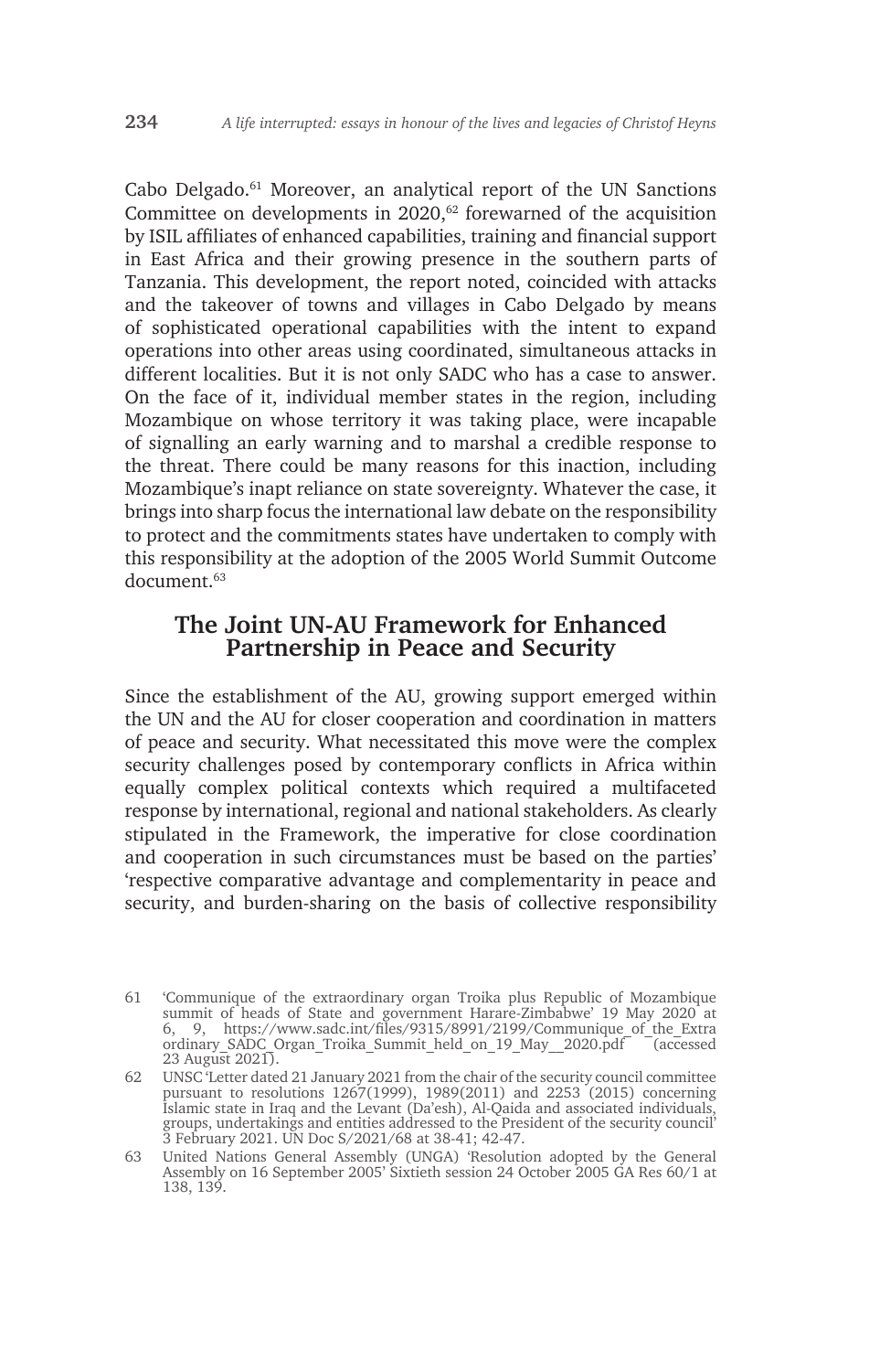Cabo Delgado.[61] Moreover, an analytical report of the UN Sanctions Committee on developments in 2020,[62] forewarned of the acquisition by ISIL affiliates of enhanced capabilities, training and financial support in East Africa and their growing presence in the southern parts of Tanzania. This development, the report noted, coincided with attacks and the takeover of towns and villages in Cabo Delgado by means of sophisticated operational capabilities with the intent to expand operations into other areas using coordinated, simultaneous attacks in different localities. But it is not only SADC who has a case to answer. On the face of it, individual member states in the region, including Mozambique on whose territory it was taking place, were incapable of signalling an early warning and to marshal a credible response to the threat. There could be many reasons for this inaction, including Mozambique's inapt reliance on state sovereignty. Whatever the case, it brings into sharp focus the international law debate on the responsibility to protect and the commitments states have undertaken to comply with this responsibility at the adoption of the 2005 World Summit Outcome document.[63]

## The Joint UN-AU Framework for Enhanced Partnership in Peace and Security

Since the establishment of the AU, growing support emerged within the UN and the AU for closer cooperation and coordination in matters of peace and security. What necessitated this move were the complex security challenges posed by contemporary conflicts in Africa within equally complex political contexts which required a multifaceted response by international, regional and national stakeholders. As clearly stipulated in the Framework, the imperative for close coordination and cooperation in such circumstances must be based on the parties' 'respective comparative advantage and complementarity in peace and security, and burden-sharing on the basis of collective responsibility

---

61 'Communique of the extraordinary organ Troika plus Republic of Mozambique summit of heads of State and government Harare-Zimbabwe' 19 May 2020 at 6, 9, https://www.sadc.int/files/9315/8991/2199/Communique_of_the_Extraordinary_SADC_Organ_Troika_Summit_held_on_19_May__2020.pdf (accessed 23 August 2021).

62 UNSC 'Letter dated 21 January 2021 from the chair of the security council committee pursuant to resolutions 1267(1999), 1989(2011) and 2253 (2015) concerning Islamic state in Iraq and the Levant (Da'esh), Al-Qaida and associated individuals, groups, undertakings and entities addressed to the President of the security council' 3 February 2021. UN Doc S/2021/68 at 38-41; 42-47.

63 United Nations General Assembly (UNGA) 'Resolution adopted by the General Assembly on 16 September 2005' Sixtieth session 24 October 2005 GA Res 60/1 at 138, 139.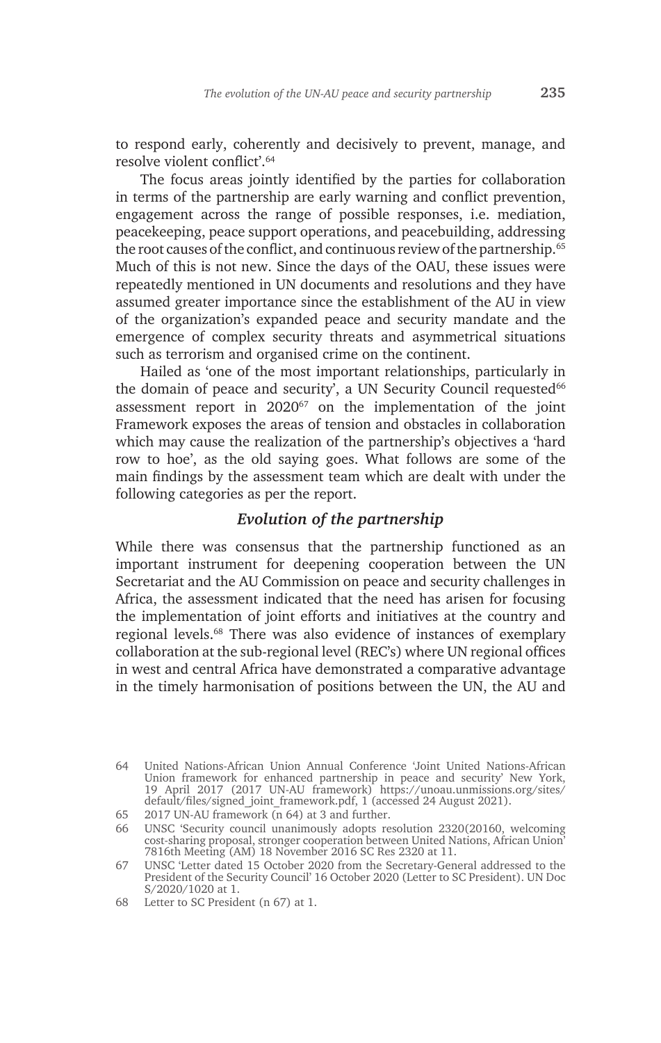to respond early, coherently and decisively to prevent, manage, and resolve violent conflict'.[64]

The focus areas jointly identified by the parties for collaboration in terms of the partnership are early warning and conflict prevention, engagement across the range of possible responses, i.e. mediation, peacekeeping, peace support operations, and peacebuilding, addressing the root causes of the conflict, and continuous review of the partnership.[65] Much of this is not new. Since the days of the OAU, these issues were repeatedly mentioned in UN documents and resolutions and they have assumed greater importance since the establishment of the AU in view of the organization's expanded peace and security mandate and the emergence of complex security threats and asymmetrical situations such as terrorism and organised crime on the continent.

Hailed as 'one of the most important relationships, particularly in the domain of peace and security', a UN Security Council requested[66] assessment report in 2020[67] on the implementation of the joint Framework exposes the areas of tension and obstacles in collaboration which may cause the realization of the partnership's objectives a 'hard row to hoe', as the old saying goes. What follows are some of the main findings by the assessment team which are dealt with under the following categories as per the report.

### *Evolution of the partnership*

While there was consensus that the partnership functioned as an important instrument for deepening cooperation between the UN Secretariat and the AU Commission on peace and security challenges in Africa, the assessment indicated that the need has arisen for focusing the implementation of joint efforts and initiatives at the country and regional levels.[68] There was also evidence of instances of exemplary collaboration at the sub-regional level (REC's) where UN regional offices in west and central Africa have demonstrated a comparative advantage in the timely harmonisation of positions between the UN, the AU and

---

64 United Nations-African Union Annual Conference 'Joint United Nations-African Union framework for enhanced partnership in peace and security' New York, 19 April 2017 (2017 UN-AU framework) https://unoau.unmissions.org/sites/default/files/signed_joint_framework.pdf, 1 (accessed 24 August 2021).

65 2017 UN-AU framework (n 64) at 3 and further.

66 UNSC 'Security council unanimously adopts resolution 2320(20160, welcoming cost-sharing proposal, stronger cooperation between United Nations, African Union' 7816th Meeting (AM) 18 November 2016 SC Res 2320 at 11.

67 UNSC 'Letter dated 15 October 2020 from the Secretary-General addressed to the President of the Security Council' 16 October 2020 (Letter to SC President). UN Doc S/2020/1020 at 1.

68 Letter to SC President (n 67) at 1.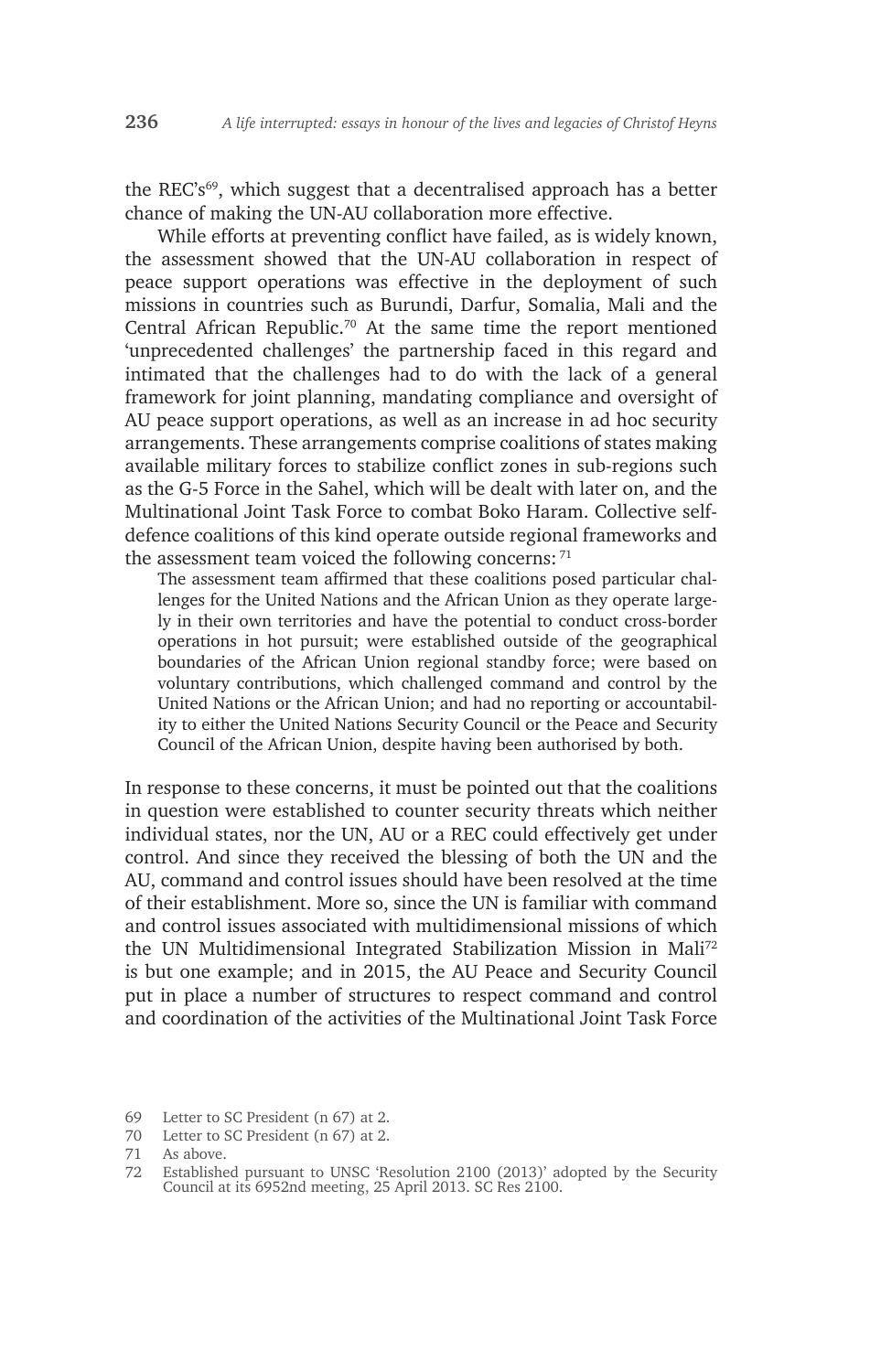the REC's[69], which suggest that a decentralised approach has a better chance of making the UN-AU collaboration more effective.

While efforts at preventing conflict have failed, as is widely known, the assessment showed that the UN-AU collaboration in respect of peace support operations was effective in the deployment of such missions in countries such as Burundi, Darfur, Somalia, Mali and the Central African Republic.[70] At the same time the report mentioned 'unprecedented challenges' the partnership faced in this regard and intimated that the challenges had to do with the lack of a general framework for joint planning, mandating compliance and oversight of AU peace support operations, as well as an increase in ad hoc security arrangements. These arrangements comprise coalitions of states making available military forces to stabilize conflict zones in sub-regions such as the G-5 Force in the Sahel, which will be dealt with later on, and the Multinational Joint Task Force to combat Boko Haram. Collective self-defence coalitions of this kind operate outside regional frameworks and the assessment team voiced the following concerns: [71]

> The assessment team affirmed that these coalitions posed particular challenges for the United Nations and the African Union as they operate largely in their own territories and have the potential to conduct cross-border operations in hot pursuit; were established outside of the geographical boundaries of the African Union regional standby force; were based on voluntary contributions, which challenged command and control by the United Nations or the African Union; and had no reporting or accountability to either the United Nations Security Council or the Peace and Security Council of the African Union, despite having been authorised by both.

In response to these concerns, it must be pointed out that the coalitions in question were established to counter security threats which neither individual states, nor the UN, AU or a REC could effectively get under control. And since they received the blessing of both the UN and the AU, command and control issues should have been resolved at the time of their establishment. More so, since the UN is familiar with command and control issues associated with multidimensional missions of which the UN Multidimensional Integrated Stabilization Mission in Mali[72] is but one example; and in 2015, the AU Peace and Security Council put in place a number of structures to respect command and control and coordination of the activities of the Multinational Joint Task Force

69 Letter to SC President (n 67) at 2.

70 Letter to SC President (n 67) at 2.

71 As above.

72 Established pursuant to UNSC 'Resolution 2100 (2013)' adopted by the Security Council at its 6952nd meeting, 25 April 2013. SC Res 2100.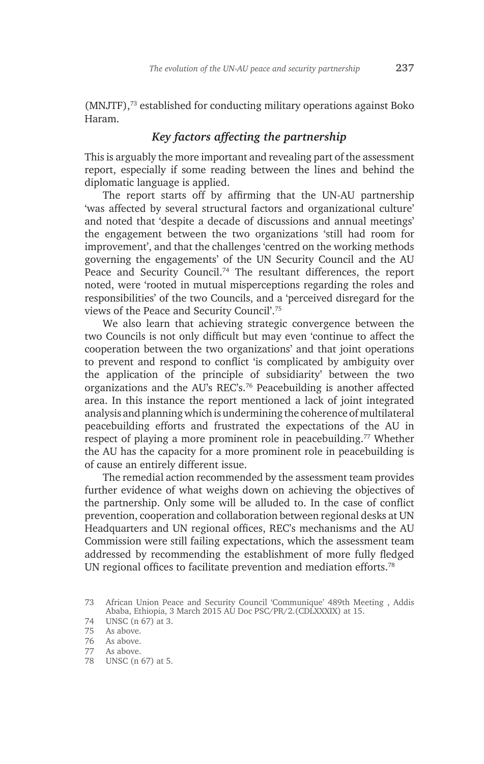(MNJTF),[73] established for conducting military operations against Boko Haram.

### *Key factors affecting the partnership*

This is arguably the more important and revealing part of the assessment report, especially if some reading between the lines and behind the diplomatic language is applied.

The report starts off by affirming that the UN-AU partnership 'was affected by several structural factors and organizational culture' and noted that 'despite a decade of discussions and annual meetings' the engagement between the two organizations 'still had room for improvement', and that the challenges 'centred on the working methods governing the engagements' of the UN Security Council and the AU Peace and Security Council.[74] The resultant differences, the report noted, were 'rooted in mutual misperceptions regarding the roles and responsibilities' of the two Councils, and a 'perceived disregard for the views of the Peace and Security Council'.[75]

We also learn that achieving strategic convergence between the two Councils is not only difficult but may even 'continue to affect the cooperation between the two organizations' and that joint operations to prevent and respond to conflict 'is complicated by ambiguity over the application of the principle of subsidiarity' between the two organizations and the AU's REC's.[76] Peacebuilding is another affected area. In this instance the report mentioned a lack of joint integrated analysis and planning which is undermining the coherence of multilateral peacebuilding efforts and frustrated the expectations of the AU in respect of playing a more prominent role in peacebuilding.[77] Whether the AU has the capacity for a more prominent role in peacebuilding is of cause an entirely different issue.

The remedial action recommended by the assessment team provides further evidence of what weighs down on achieving the objectives of the partnership. Only some will be alluded to. In the case of conflict prevention, cooperation and collaboration between regional desks at UN Headquarters and UN regional offices, REC's mechanisms and the AU Commission were still failing expectations, which the assessment team addressed by recommending the establishment of more fully fledged UN regional offices to facilitate prevention and mediation efforts.[78]

73 African Union Peace and Security Council 'Communique' 489th Meeting , Addis Ababa, Ethiopia, 3 March 2015 AU Doc PSC/PR/2.(CDLXXXIX) at 15.
74 UNSC (n 67) at 3.
75 As above.
76 As above.
77 As above.
78 UNSC (n 67) at 5.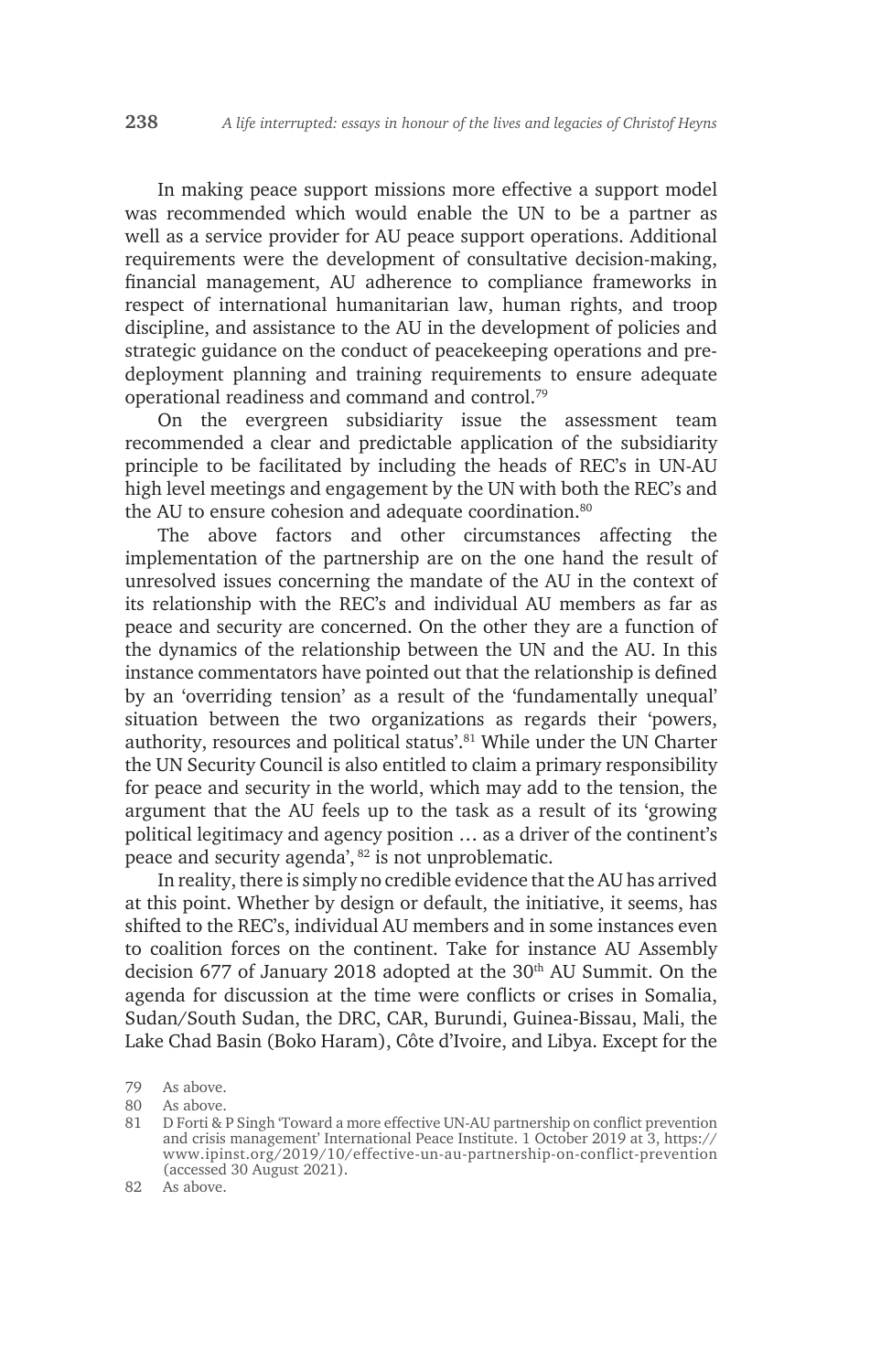In making peace support missions more effective a support model was recommended which would enable the UN to be a partner as well as a service provider for AU peace support operations. Additional requirements were the development of consultative decision-making, financial management, AU adherence to compliance frameworks in respect of international humanitarian law, human rights, and troop discipline, and assistance to the AU in the development of policies and strategic guidance on the conduct of peacekeeping operations and pre-deployment planning and training requirements to ensure adequate operational readiness and command and control.[79]

On the evergreen subsidiarity issue the assessment team recommended a clear and predictable application of the subsidiarity principle to be facilitated by including the heads of REC's in UN-AU high level meetings and engagement by the UN with both the REC's and the AU to ensure cohesion and adequate coordination.[80]

The above factors and other circumstances affecting the implementation of the partnership are on the one hand the result of unresolved issues concerning the mandate of the AU in the context of its relationship with the REC's and individual AU members as far as peace and security are concerned. On the other they are a function of the dynamics of the relationship between the UN and the AU. In this instance commentators have pointed out that the relationship is defined by an 'overriding tension' as a result of the 'fundamentally unequal' situation between the two organizations as regards their 'powers, authority, resources and political status'.[81] While under the UN Charter the UN Security Council is also entitled to claim a primary responsibility for peace and security in the world, which may add to the tension, the argument that the AU feels up to the task as a result of its 'growing political legitimacy and agency position … as a driver of the continent's peace and security agenda',[82] is not unproblematic.

In reality, there is simply no credible evidence that the AU has arrived at this point. Whether by design or default, the initiative, it seems, has shifted to the REC's, individual AU members and in some instances even to coalition forces on the continent. Take for instance AU Assembly decision 677 of January 2018 adopted at the 30th AU Summit. On the agenda for discussion at the time were conflicts or crises in Somalia, Sudan/South Sudan, the DRC, CAR, Burundi, Guinea-Bissau, Mali, the Lake Chad Basin (Boko Haram), Côte d'Ivoire, and Libya. Except for the

79 As above.

80 As above.

81 D Forti & P Singh 'Toward a more effective UN-AU partnership on conflict prevention and crisis management' International Peace Institute. 1 October 2019 at 3, https://www.ipinst.org/2019/10/effective-un-au-partnership-on-conflict-prevention (accessed 30 August 2021).

82 As above.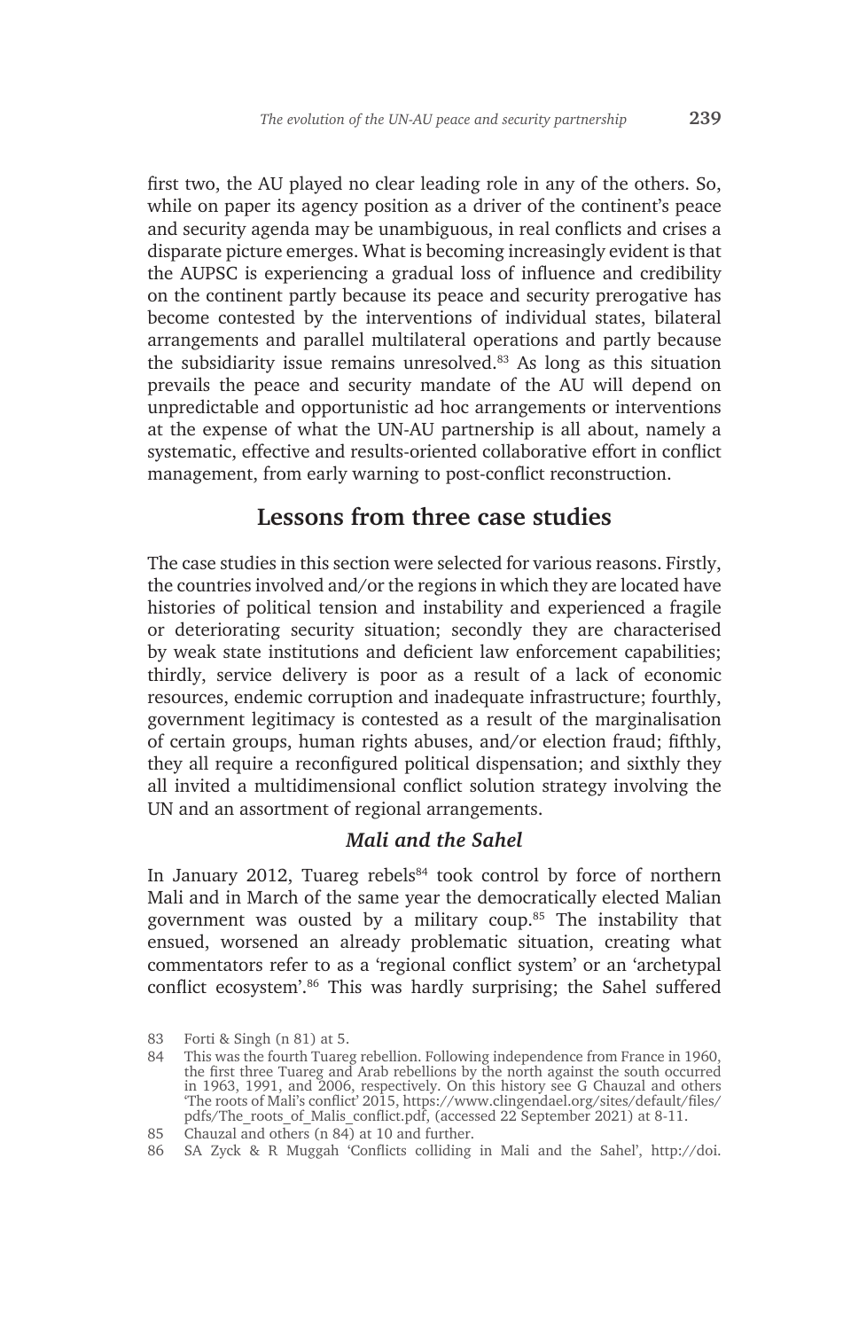first two, the AU played no clear leading role in any of the others. So, while on paper its agency position as a driver of the continent's peace and security agenda may be unambiguous, in real conflicts and crises a disparate picture emerges. What is becoming increasingly evident is that the AUPSC is experiencing a gradual loss of influence and credibility on the continent partly because its peace and security prerogative has become contested by the interventions of individual states, bilateral arrangements and parallel multilateral operations and partly because the subsidiarity issue remains unresolved.[83] As long as this situation prevails the peace and security mandate of the AU will depend on unpredictable and opportunistic ad hoc arrangements or interventions at the expense of what the UN-AU partnership is all about, namely a systematic, effective and results-oriented collaborative effort in conflict management, from early warning to post-conflict reconstruction.

## Lessons from three case studies

The case studies in this section were selected for various reasons. Firstly, the countries involved and/or the regions in which they are located have histories of political tension and instability and experienced a fragile or deteriorating security situation; secondly they are characterised by weak state institutions and deficient law enforcement capabilities; thirdly, service delivery is poor as a result of a lack of economic resources, endemic corruption and inadequate infrastructure; fourthly, government legitimacy is contested as a result of the marginalisation of certain groups, human rights abuses, and/or election fraud; fifthly, they all require a reconfigured political dispensation; and sixthly they all invited a multidimensional conflict solution strategy involving the UN and an assortment of regional arrangements.

### *Mali and the Sahel*

In January 2012, Tuareg rebels[84] took control by force of northern Mali and in March of the same year the democratically elected Malian government was ousted by a military coup.[85] The instability that ensued, worsened an already problematic situation, creating what commentators refer to as a 'regional conflict system' or an 'archetypal conflict ecosystem'.[86] This was hardly surprising; the Sahel suffered

83 Forti & Singh (n 81) at 5.

84 This was the fourth Tuareg rebellion. Following independence from France in 1960, the first three Tuareg and Arab rebellions by the north against the south occurred in 1963, 1991, and 2006, respectively. On this history see G Chauzal and others 'The roots of Mali's conflict' 2015, https://www.clingendael.org/sites/default/files/pdfs/The_roots_of_Malis_conflict.pdf, (accessed 22 September 2021) at 8-11.

85 Chauzal and others (n 84) at 10 and further.

86 SA Zyck & R Muggah 'Conflicts colliding in Mali and the Sahel', http://doi.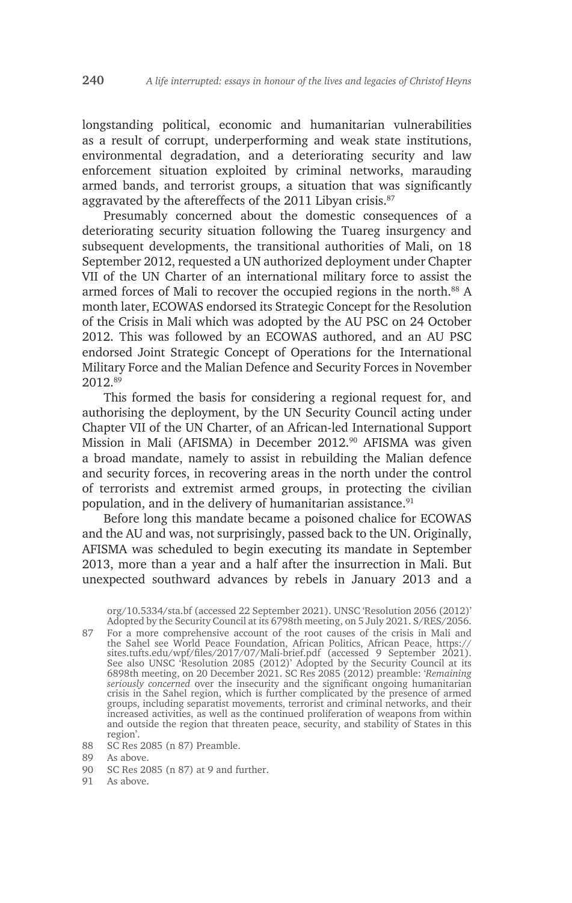longstanding political, economic and humanitarian vulnerabilities as a result of corrupt, underperforming and weak state institutions, environmental degradation, and a deteriorating security and law enforcement situation exploited by criminal networks, marauding armed bands, and terrorist groups, a situation that was significantly aggravated by the aftereffects of the 2011 Libyan crisis.[87]

Presumably concerned about the domestic consequences of a deteriorating security situation following the Tuareg insurgency and subsequent developments, the transitional authorities of Mali, on 18 September 2012, requested a UN authorized deployment under Chapter VII of the UN Charter of an international military force to assist the armed forces of Mali to recover the occupied regions in the north.[88] A month later, ECOWAS endorsed its Strategic Concept for the Resolution of the Crisis in Mali which was adopted by the AU PSC on 24 October 2012. This was followed by an ECOWAS authored, and an AU PSC endorsed Joint Strategic Concept of Operations for the International Military Force and the Malian Defence and Security Forces in November 2012.[89]

This formed the basis for considering a regional request for, and authorising the deployment, by the UN Security Council acting under Chapter VII of the UN Charter, of an African-led International Support Mission in Mali (AFISMA) in December 2012.[90] AFISMA was given a broad mandate, namely to assist in rebuilding the Malian defence and security forces, in recovering areas in the north under the control of terrorists and extremist armed groups, in protecting the civilian population, and in the delivery of humanitarian assistance.[91]

Before long this mandate became a poisoned chalice for ECOWAS and the AU and was, not surprisingly, passed back to the UN. Originally, AFISMA was scheduled to begin executing its mandate in September 2013, more than a year and a half after the insurrection in Mali. But unexpected southward advances by rebels in January 2013 and a

org/10.5334/sta.bf (accessed 22 September 2021). UNSC 'Resolution 2056 (2012)' Adopted by the Security Council at its 6798th meeting, on 5 July 2021. S/RES/2056.

87 For a more comprehensive account of the root causes of the crisis in Mali and the Sahel see World Peace Foundation, African Politics, African Peace, https://sites.tufts.edu/wpf/files/2017/07/Mali-brief.pdf (accessed 9 September 2021). See also UNSC 'Resolution 2085 (2012)' Adopted by the Security Council at its 6898th meeting, on 20 December 2021. SC Res 2085 (2012) preamble: '*Remaining seriously concerned* over the insecurity and the significant ongoing humanitarian crisis in the Sahel region, which is further complicated by the presence of armed groups, including separatist movements, terrorist and criminal networks, and their increased activities, as well as the continued proliferation of weapons from within and outside the region that threaten peace, security, and stability of States in this region'.

88 SC Res 2085 (n 87) Preamble.

89 As above.

90 SC Res 2085 (n 87) at 9 and further.

91 As above.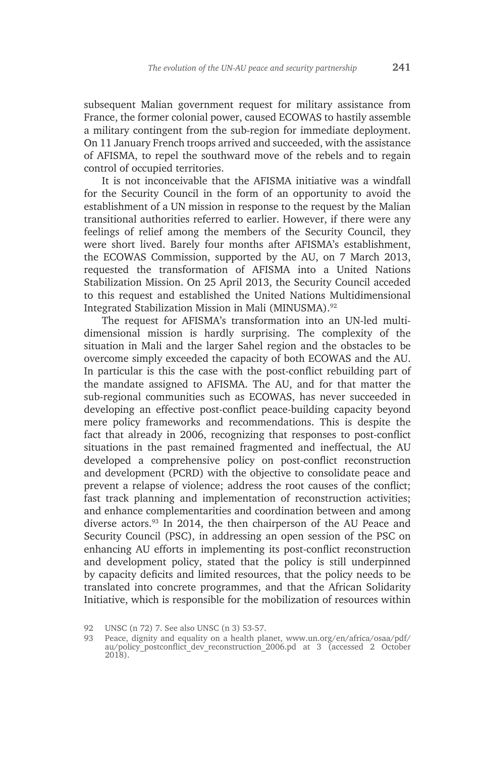subsequent Malian government request for military assistance from France, the former colonial power, caused ECOWAS to hastily assemble a military contingent from the sub-region for immediate deployment. On 11 January French troops arrived and succeeded, with the assistance of AFISMA, to repel the southward move of the rebels and to regain control of occupied territories.

It is not inconceivable that the AFISMA initiative was a windfall for the Security Council in the form of an opportunity to avoid the establishment of a UN mission in response to the request by the Malian transitional authorities referred to earlier. However, if there were any feelings of relief among the members of the Security Council, they were short lived. Barely four months after AFISMA's establishment, the ECOWAS Commission, supported by the AU, on 7 March 2013, requested the transformation of AFISMA into a United Nations Stabilization Mission. On 25 April 2013, the Security Council acceded to this request and established the United Nations Multidimensional Integrated Stabilization Mission in Mali (MINUSMA).[92]

The request for AFISMA's transformation into an UN-led multi-dimensional mission is hardly surprising. The complexity of the situation in Mali and the larger Sahel region and the obstacles to be overcome simply exceeded the capacity of both ECOWAS and the AU. In particular is this the case with the post-conflict rebuilding part of the mandate assigned to AFISMA. The AU, and for that matter the sub-regional communities such as ECOWAS, has never succeeded in developing an effective post-conflict peace-building capacity beyond mere policy frameworks and recommendations. This is despite the fact that already in 2006, recognizing that responses to post-conflict situations in the past remained fragmented and ineffectual, the AU developed a comprehensive policy on post-conflict reconstruction and development (PCRD) with the objective to consolidate peace and prevent a relapse of violence; address the root causes of the conflict; fast track planning and implementation of reconstruction activities; and enhance complementarities and coordination between and among diverse actors.[93] In 2014, the then chairperson of the AU Peace and Security Council (PSC), in addressing an open session of the PSC on enhancing AU efforts in implementing its post-conflict reconstruction and development policy, stated that the policy is still underpinned by capacity deficits and limited resources, that the policy needs to be translated into concrete programmes, and that the African Solidarity Initiative, which is responsible for the mobilization of resources within

92 UNSC (n 72) 7. See also UNSC (n 3) 53-57.

93 Peace, dignity and equality on a health planet, www.un.org/en/africa/osaa/pdf/au/policy_postconflict_dev_reconstruction_2006.pd at 3 (accessed 2 October 2018).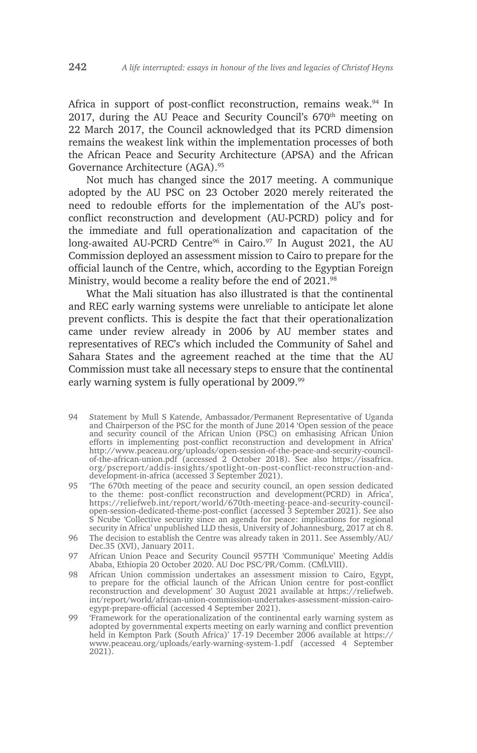Africa in support of post-conflict reconstruction, remains weak.[94] In 2017, during the AU Peace and Security Council's 670th meeting on 22 March 2017, the Council acknowledged that its PCRD dimension remains the weakest link within the implementation processes of both the African Peace and Security Architecture (APSA) and the African Governance Architecture (AGA).[95]

Not much has changed since the 2017 meeting. A communique adopted by the AU PSC on 23 October 2020 merely reiterated the need to redouble efforts for the implementation of the AU's post-conflict reconstruction and development (AU-PCRD) policy and for the immediate and full operationalization and capacitation of the long-awaited AU-PCRD Centre[96] in Cairo.[97] In August 2021, the AU Commission deployed an assessment mission to Cairo to prepare for the official launch of the Centre, which, according to the Egyptian Foreign Ministry, would become a reality before the end of 2021.[98]

What the Mali situation has also illustrated is that the continental and REC early warning systems were unreliable to anticipate let alone prevent conflicts. This is despite the fact that their operationalization came under review already in 2006 by AU member states and representatives of REC's which included the Community of Sahel and Sahara States and the agreement reached at the time that the AU Commission must take all necessary steps to ensure that the continental early warning system is fully operational by 2009.[99]

94 Statement by Mull S Katende, Ambassador/Permanent Representative of Uganda and Chairperson of the PSC for the month of June 2014 'Open session of the peace and security council of the African Union (PSC) on emhasising African Union efforts in implementing post-conflict reconstruction and development in Africa' http://www.peaceau.org/uploads/open-session-of-the-peace-and-security-council-of-the-african-union.pdf (accessed 2 October 2018). See also https://issafrica.org/pscreport/addis-insights/spotlight-on-post-conflict-reconstruction-and-development-in-africa (accessed 3 September 2021).

95 'The 670th meeting of the peace and security council, an open session dedicated to the theme: post-conflict reconstruction and development(PCRD) in Africa', https://reliefweb.int/report/world/670th-meeting-peace-and-security-council-open-session-dedicated-theme-post-conflict (accessed 3 September 2021). See also S Ncube 'Collective security since an agenda for peace: implications for regional security in Africa' unpublished LLD thesis, University of Johannesburg, 2017 at ch 8.

96 The decision to establish the Centre was already taken in 2011. See Assembly/AU/Dec.35 (XVI), January 2011.

97 African Union Peace and Security Council 957TH 'Communique' Meeting Addis Ababa, Ethiopia 20 October 2020. AU Doc PSC/PR/Comm. (CMLVIII).

98 African Union commission undertakes an assessment mission to Cairo, Egypt, to prepare for the official launch of the African Union centre for post-conflict reconstruction and development' 30 August 2021 available at https://reliefweb.int/report/world/african-union-commission-undertakes-assessment-mission-cairo-egypt-prepare-official (accessed 4 September 2021).

99 'Framework for the operationalization of the continental early warning system as adopted by governmental experts meeting on early warning and conflict prevention held in Kempton Park (South Africa)' 17-19 December 2006 available at https://www.peaceau.org/uploads/early-warning-system-1.pdf (accessed 4 September 2021).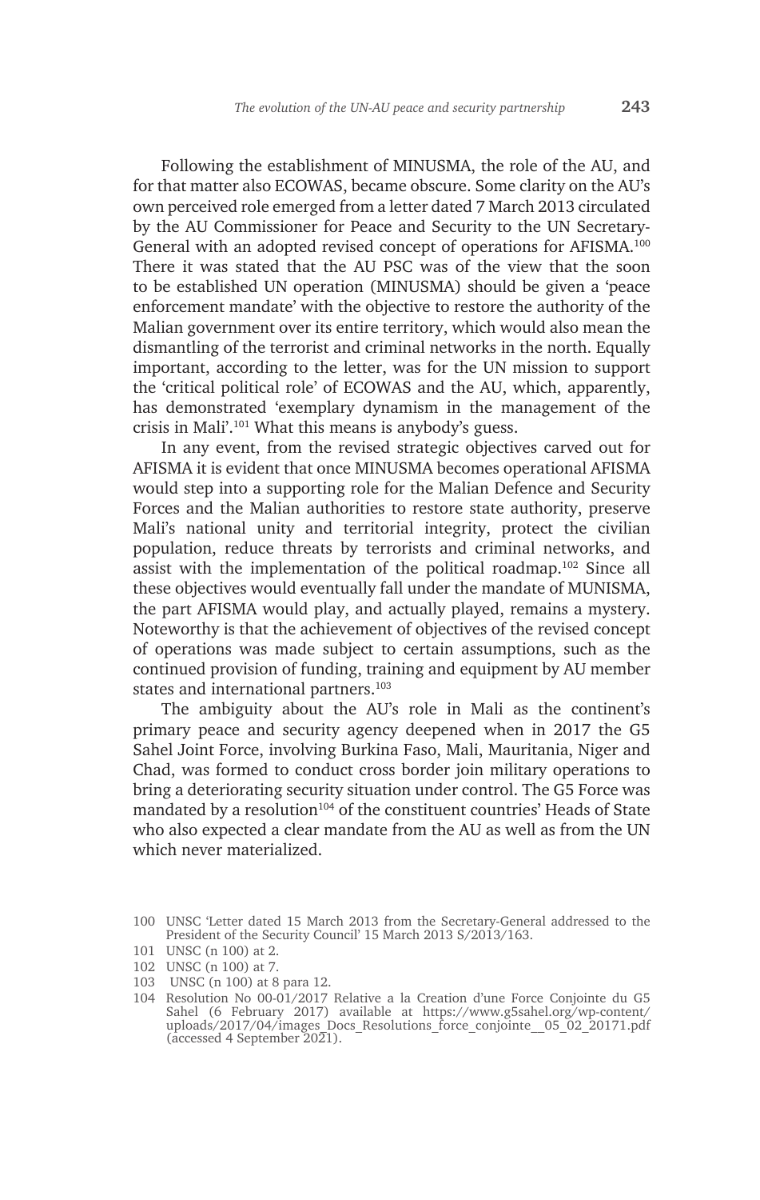Following the establishment of MINUSMA, the role of the AU, and for that matter also ECOWAS, became obscure. Some clarity on the AU's own perceived role emerged from a letter dated 7 March 2013 circulated by the AU Commissioner for Peace and Security to the UN Secretary-General with an adopted revised concept of operations for AFISMA.[100] There it was stated that the AU PSC was of the view that the soon to be established UN operation (MINUSMA) should be given a 'peace enforcement mandate' with the objective to restore the authority of the Malian government over its entire territory, which would also mean the dismantling of the terrorist and criminal networks in the north. Equally important, according to the letter, was for the UN mission to support the 'critical political role' of ECOWAS and the AU, which, apparently, has demonstrated 'exemplary dynamism in the management of the crisis in Mali'.[101] What this means is anybody's guess.

In any event, from the revised strategic objectives carved out for AFISMA it is evident that once MINUSMA becomes operational AFISMA would step into a supporting role for the Malian Defence and Security Forces and the Malian authorities to restore state authority, preserve Mali's national unity and territorial integrity, protect the civilian population, reduce threats by terrorists and criminal networks, and assist with the implementation of the political roadmap.[102] Since all these objectives would eventually fall under the mandate of MUNISMA, the part AFISMA would play, and actually played, remains a mystery. Noteworthy is that the achievement of objectives of the revised concept of operations was made subject to certain assumptions, such as the continued provision of funding, training and equipment by AU member states and international partners.[103]

The ambiguity about the AU's role in Mali as the continent's primary peace and security agency deepened when in 2017 the G5 Sahel Joint Force, involving Burkina Faso, Mali, Mauritania, Niger and Chad, was formed to conduct cross border join military operations to bring a deteriorating security situation under control. The G5 Force was mandated by a resolution[104] of the constituent countries' Heads of State who also expected a clear mandate from the AU as well as from the UN which never materialized.

100 UNSC 'Letter dated 15 March 2013 from the Secretary-General addressed to the President of the Security Council' 15 March 2013 S/2013/163.

101 UNSC (n 100) at 2.

102 UNSC (n 100) at 7.

103 UNSC (n 100) at 8 para 12.

104 Resolution No 00-01/2017 Relative a la Creation d'une Force Conjointe du G5 Sahel (6 February 2017) available at https://www.g5sahel.org/wp-content/uploads/2017/04/images_Docs_Resolutions_force_conjointe__05_02_20171.pdf (accessed 4 September 2021).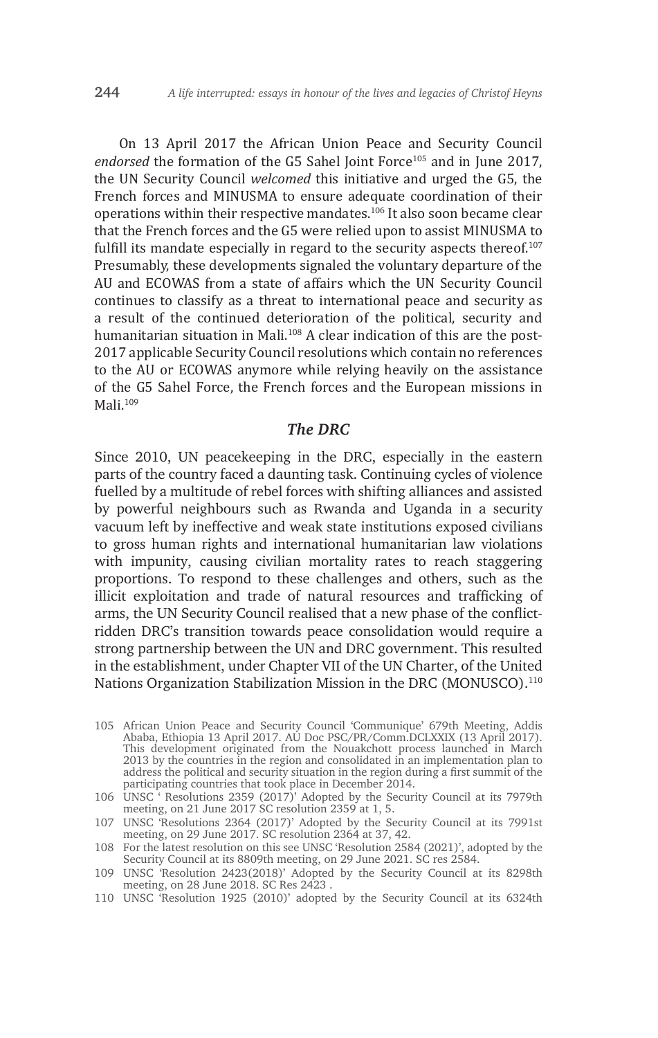On 13 April 2017 the African Union Peace and Security Council *endorsed* the formation of the G5 Sahel Joint Force[105] and in June 2017, the UN Security Council *welcomed* this initiative and urged the G5, the French forces and MINUSMA to ensure adequate coordination of their operations within their respective mandates.[106] It also soon became clear that the French forces and the G5 were relied upon to assist MINUSMA to fulfill its mandate especially in regard to the security aspects thereof.[107] Presumably, these developments signaled the voluntary departure of the AU and ECOWAS from a state of affairs which the UN Security Council continues to classify as a threat to international peace and security as a result of the continued deterioration of the political, security and humanitarian situation in Mali.[108] A clear indication of this are the post-2017 applicable Security Council resolutions which contain no references to the AU or ECOWAS anymore while relying heavily on the assistance of the G5 Sahel Force, the French forces and the European missions in Mali.[109]

### *The DRC*

Since 2010, UN peacekeeping in the DRC, especially in the eastern parts of the country faced a daunting task. Continuing cycles of violence fuelled by a multitude of rebel forces with shifting alliances and assisted by powerful neighbours such as Rwanda and Uganda in a security vacuum left by ineffective and weak state institutions exposed civilians to gross human rights and international humanitarian law violations with impunity, causing civilian mortality rates to reach staggering proportions. To respond to these challenges and others, such as the illicit exploitation and trade of natural resources and trafficking of arms, the UN Security Council realised that a new phase of the conflict-ridden DRC's transition towards peace consolidation would require a strong partnership between the UN and DRC government. This resulted in the establishment, under Chapter VII of the UN Charter, of the United Nations Organization Stabilization Mission in the DRC (MONUSCO).[110]

105 African Union Peace and Security Council 'Communique' 679th Meeting, Addis Ababa, Ethiopia 13 April 2017. AU Doc PSC/PR/Comm.DCLXXIX (13 April 2017). This development originated from the Nouakchott process launched in March 2013 by the countries in the region and consolidated in an implementation plan to address the political and security situation in the region during a first summit of the participating countries that took place in December 2014.

106 UNSC ' Resolutions 2359 (2017)' Adopted by the Security Council at its 7979th meeting, on 21 June 2017 SC resolution 2359 at 1, 5.

107 UNSC 'Resolutions 2364 (2017)' Adopted by the Security Council at its 7991st meeting, on 29 June 2017. SC resolution 2364 at 37, 42.

108 For the latest resolution on this see UNSC 'Resolution 2584 (2021)', adopted by the Security Council at its 8809th meeting, on 29 June 2021. SC res 2584.

109 UNSC 'Resolution 2423(2018)' Adopted by the Security Council at its 8298th meeting, on 28 June 2018. SC Res 2423 .

110 UNSC 'Resolution 1925 (2010)' adopted by the Security Council at its 6324th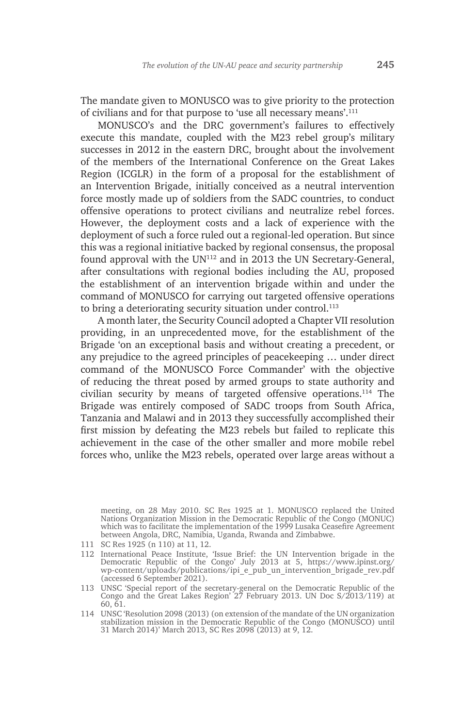The mandate given to MONUSCO was to give priority to the protection of civilians and for that purpose to 'use all necessary means'.[111]

MONUSCO's and the DRC government's failures to effectively execute this mandate, coupled with the M23 rebel group's military successes in 2012 in the eastern DRC, brought about the involvement of the members of the International Conference on the Great Lakes Region (ICGLR) in the form of a proposal for the establishment of an Intervention Brigade, initially conceived as a neutral intervention force mostly made up of soldiers from the SADC countries, to conduct offensive operations to protect civilians and neutralize rebel forces. However, the deployment costs and a lack of experience with the deployment of such a force ruled out a regional-led operation. But since this was a regional initiative backed by regional consensus, the proposal found approval with the UN[112] and in 2013 the UN Secretary-General, after consultations with regional bodies including the AU, proposed the establishment of an intervention brigade within and under the command of MONUSCO for carrying out targeted offensive operations to bring a deteriorating security situation under control.[113]

A month later, the Security Council adopted a Chapter VII resolution providing, in an unprecedented move, for the establishment of the Brigade 'on an exceptional basis and without creating a precedent, or any prejudice to the agreed principles of peacekeeping … under direct command of the MONUSCO Force Commander' with the objective of reducing the threat posed by armed groups to state authority and civilian security by means of targeted offensive operations.[114] The Brigade was entirely composed of SADC troops from South Africa, Tanzania and Malawi and in 2013 they successfully accomplished their first mission by defeating the M23 rebels but failed to replicate this achievement in the case of the other smaller and more mobile rebel forces who, unlike the M23 rebels, operated over large areas without a

---

meeting, on 28 May 2010. SC Res 1925 at 1. MONUSCO replaced the United Nations Organization Mission in the Democratic Republic of the Congo (MONUC) which was to facilitate the implementation of the 1999 Lusaka Ceasefire Agreement between Angola, DRC, Namibia, Uganda, Rwanda and Zimbabwe.

111 SC Res 1925 (n 110) at 11, 12.

112 International Peace Institute, 'Issue Brief: the UN Intervention brigade in the Democratic Republic of the Congo' July 2013 at 5, https://www.ipinst.org/wp-content/uploads/publications/ipi_e_pub_un_intervention_brigade_rev.pdf (accessed 6 September 2021).

113 UNSC 'Special report of the secretary-general on the Democratic Republic of the Congo and the Great Lakes Region' 27 February 2013. UN Doc S/2013/119) at 60, 61.

114 UNSC 'Resolution 2098 (2013) (on extension of the mandate of the UN organization stabilization mission in the Democratic Republic of the Congo (MONUSCO) until 31 March 2014)' March 2013, SC Res 2098 (2013) at 9, 12.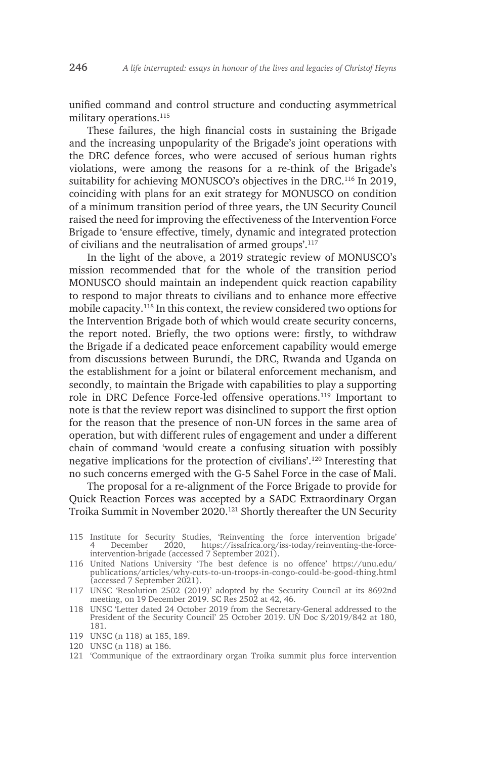unified command and control structure and conducting asymmetrical military operations.[115]

These failures, the high financial costs in sustaining the Brigade and the increasing unpopularity of the Brigade's joint operations with the DRC defence forces, who were accused of serious human rights violations, were among the reasons for a re-think of the Brigade's suitability for achieving MONUSCO's objectives in the DRC.[116] In 2019, coinciding with plans for an exit strategy for MONUSCO on condition of a minimum transition period of three years, the UN Security Council raised the need for improving the effectiveness of the Intervention Force Brigade to 'ensure effective, timely, dynamic and integrated protection of civilians and the neutralisation of armed groups'.[117]

In the light of the above, a 2019 strategic review of MONUSCO's mission recommended that for the whole of the transition period MONUSCO should maintain an independent quick reaction capability to respond to major threats to civilians and to enhance more effective mobile capacity.[118] In this context, the review considered two options for the Intervention Brigade both of which would create security concerns, the report noted. Briefly, the two options were: firstly, to withdraw the Brigade if a dedicated peace enforcement capability would emerge from discussions between Burundi, the DRC, Rwanda and Uganda on the establishment for a joint or bilateral enforcement mechanism, and secondly, to maintain the Brigade with capabilities to play a supporting role in DRC Defence Force-led offensive operations.[119] Important to note is that the review report was disinclined to support the first option for the reason that the presence of non-UN forces in the same area of operation, but with different rules of engagement and under a different chain of command 'would create a confusing situation with possibly negative implications for the protection of civilians'.[120] Interesting that no such concerns emerged with the G-5 Sahel Force in the case of Mali.

The proposal for a re-alignment of the Force Brigade to provide for Quick Reaction Forces was accepted by a SADC Extraordinary Organ Troika Summit in November 2020.[121] Shortly thereafter the UN Security

115 Institute for Security Studies, 'Reinventing the force intervention brigade' 4 December 2020, https://issafrica.org/iss-today/reinventing-the-force-intervention-brigade (accessed 7 September 2021).

116 United Nations University 'The best defence is no offence' https://unu.edu/publications/articles/why-cuts-to-un-troops-in-congo-could-be-good-thing.html (accessed 7 September 2021).

117 UNSC 'Resolution 2502 (2019)' adopted by the Security Council at its 8692nd meeting, on 19 December 2019. SC Res 2502 at 42, 46.

118 UNSC 'Letter dated 24 October 2019 from the Secretary-General addressed to the President of the Security Council' 25 October 2019. UN Doc S/2019/842 at 180, 181.

119 UNSC (n 118) at 185, 189.

120 UNSC (n 118) at 186.

121 'Communique of the extraordinary organ Troika summit plus force intervention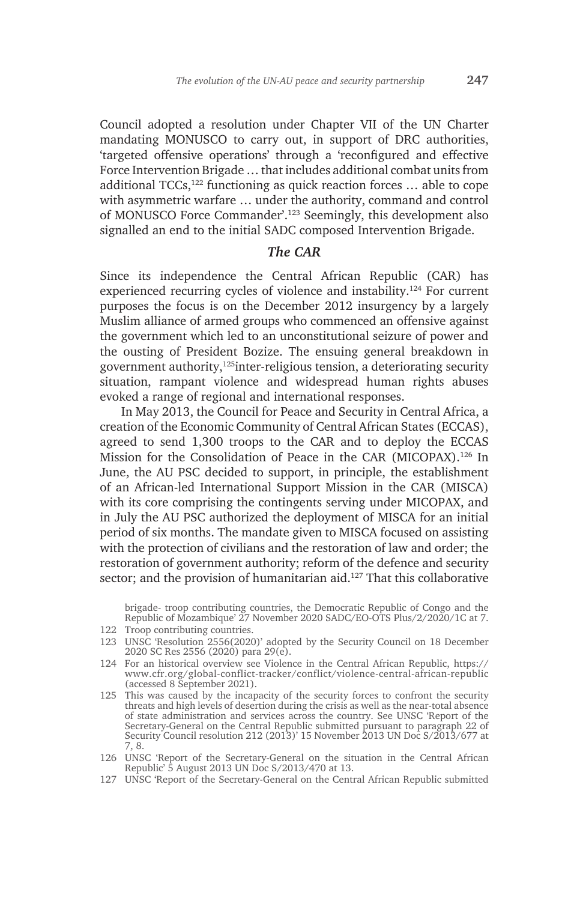Council adopted a resolution under Chapter VII of the UN Charter mandating MONUSCO to carry out, in support of DRC authorities, 'targeted offensive operations' through a 'reconfigured and effective Force Intervention Brigade … that includes additional combat units from additional TCCs,[122] functioning as quick reaction forces … able to cope with asymmetric warfare … under the authority, command and control of MONUSCO Force Commander'.[123] Seemingly, this development also signalled an end to the initial SADC composed Intervention Brigade.

### *The CAR*

Since its independence the Central African Republic (CAR) has experienced recurring cycles of violence and instability.[124] For current purposes the focus is on the December 2012 insurgency by a largely Muslim alliance of armed groups who commenced an offensive against the government which led to an unconstitutional seizure of power and the ousting of President Bozize. The ensuing general breakdown in government authority,[125]inter-religious tension, a deteriorating security situation, rampant violence and widespread human rights abuses evoked a range of regional and international responses.

In May 2013, the Council for Peace and Security in Central Africa, a creation of the Economic Community of Central African States (ECCAS), agreed to send 1,300 troops to the CAR and to deploy the ECCAS Mission for the Consolidation of Peace in the CAR (MICOPAX).[126] In June, the AU PSC decided to support, in principle, the establishment of an African-led International Support Mission in the CAR (MISCA) with its core comprising the contingents serving under MICOPAX, and in July the AU PSC authorized the deployment of MISCA for an initial period of six months. The mandate given to MISCA focused on assisting with the protection of civilians and the restoration of law and order; the restoration of government authority; reform of the defence and security sector; and the provision of humanitarian aid.[127] That this collaborative

brigade- troop contributing countries, the Democratic Republic of Congo and the Republic of Mozambique' 27 November 2020 SADC/EO-OTS Plus/2/2020/1C at 7.

122 Troop contributing countries.

123 UNSC 'Resolution 2556(2020)' adopted by the Security Council on 18 December 2020 SC Res 2556 (2020) para 29(e).

124 For an historical overview see Violence in the Central African Republic, https://www.cfr.org/global-conflict-tracker/conflict/violence-central-african-republic (accessed 8 September 2021).

125 This was caused by the incapacity of the security forces to confront the security threats and high levels of desertion during the crisis as well as the near-total absence of state administration and services across the country. See UNSC 'Report of the Secretary-General on the Central Republic submitted pursuant to paragraph 22 of Security Council resolution 212 (2013)' 15 November 2013 UN Doc S/2013/677 at 7, 8.

126 UNSC 'Report of the Secretary-General on the situation in the Central African Republic' 5 August 2013 UN Doc S/2013/470 at 13.

127 UNSC 'Report of the Secretary-General on the Central African Republic submitted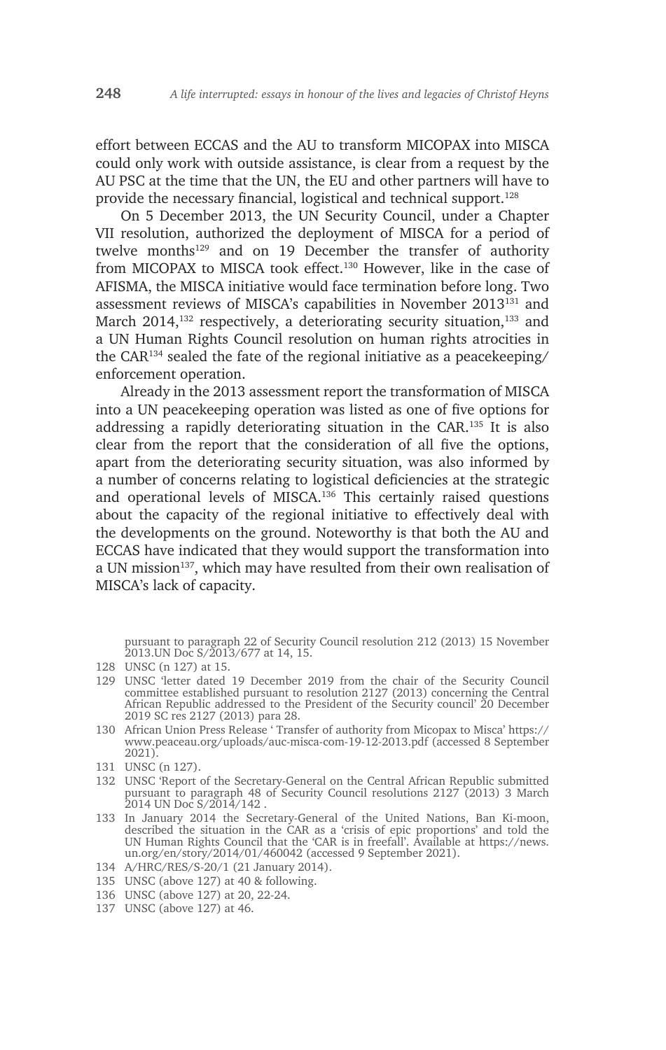effort between ECCAS and the AU to transform MICOPAX into MISCA could only work with outside assistance, is clear from a request by the AU PSC at the time that the UN, the EU and other partners will have to provide the necessary financial, logistical and technical support.[128]

On 5 December 2013, the UN Security Council, under a Chapter VII resolution, authorized the deployment of MISCA for a period of twelve months[129] and on 19 December the transfer of authority from MICOPAX to MISCA took effect.[130] However, like in the case of AFISMA, the MISCA initiative would face termination before long. Two assessment reviews of MISCA's capabilities in November 2013[131] and March 2014,[132] respectively, a deteriorating security situation,[133] and a UN Human Rights Council resolution on human rights atrocities in the CAR[134] sealed the fate of the regional initiative as a peacekeeping/enforcement operation.

Already in the 2013 assessment report the transformation of MISCA into a UN peacekeeping operation was listed as one of five options for addressing a rapidly deteriorating situation in the CAR.[135] It is also clear from the report that the consideration of all five the options, apart from the deteriorating security situation, was also informed by a number of concerns relating to logistical deficiencies at the strategic and operational levels of MISCA.[136] This certainly raised questions about the capacity of the regional initiative to effectively deal with the developments on the ground. Noteworthy is that both the AU and ECCAS have indicated that they would support the transformation into a UN mission[137], which may have resulted from their own realisation of MISCA's lack of capacity.

pursuant to paragraph 22 of Security Council resolution 212 (2013) 15 November 2013.UN Doc S/2013/677 at 14, 15.

128 UNSC (n 127) at 15.

129 UNSC 'letter dated 19 December 2019 from the chair of the Security Council committee established pursuant to resolution 2127 (2013) concerning the Central African Republic addressed to the President of the Security council' 20 December 2019 SC res 2127 (2013) para 28.

130 African Union Press Release ' Transfer of authority from Micopax to Misca' https://www.peaceau.org/uploads/auc-misca-com-19-12-2013.pdf (accessed 8 September 2021).

131 UNSC (n 127).

132 UNSC 'Report of the Secretary-General on the Central African Republic submitted pursuant to paragraph 48 of Security Council resolutions 2127 (2013) 3 March 2014 UN Doc S/2014/142 .

133 In January 2014 the Secretary-General of the United Nations, Ban Ki-moon, described the situation in the CAR as a 'crisis of epic proportions' and told the UN Human Rights Council that the 'CAR is in freefall'. Available at https://news.un.org/en/story/2014/01/460042 (accessed 9 September 2021).

134 A/HRC/RES/S-20/1 (21 January 2014).

135 UNSC (above 127) at 40 & following.

136 UNSC (above 127) at 20, 22-24.

137 UNSC (above 127) at 46.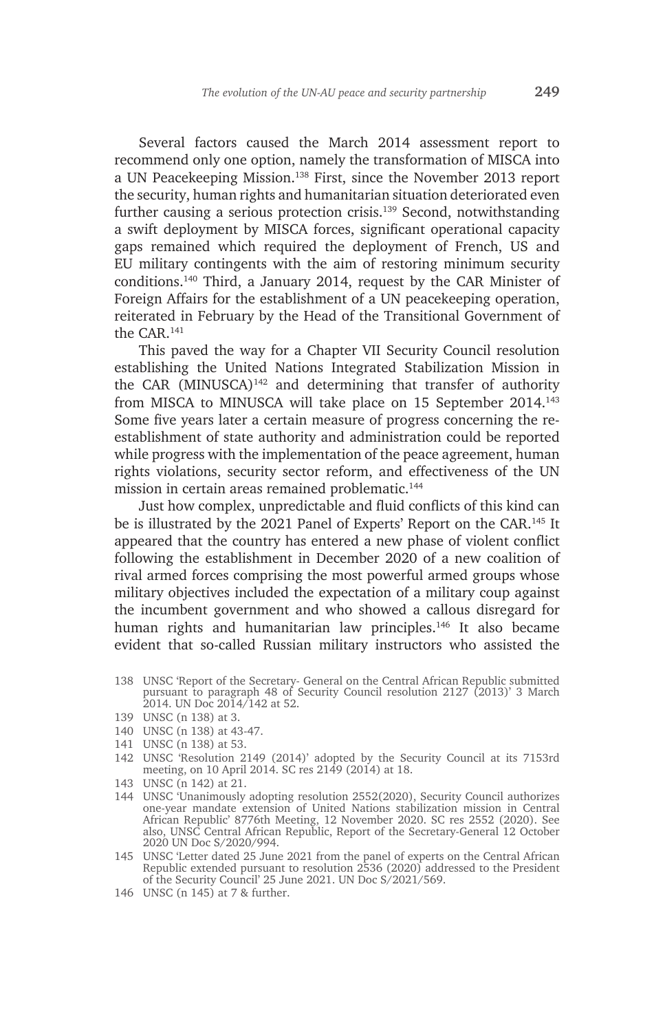Several factors caused the March 2014 assessment report to recommend only one option, namely the transformation of MISCA into a UN Peacekeeping Mission.[138] First, since the November 2013 report the security, human rights and humanitarian situation deteriorated even further causing a serious protection crisis.[139] Second, notwithstanding a swift deployment by MISCA forces, significant operational capacity gaps remained which required the deployment of French, US and EU military contingents with the aim of restoring minimum security conditions.[140] Third, a January 2014, request by the CAR Minister of Foreign Affairs for the establishment of a UN peacekeeping operation, reiterated in February by the Head of the Transitional Government of the CAR.[141]

This paved the way for a Chapter VII Security Council resolution establishing the United Nations Integrated Stabilization Mission in the CAR (MINUSCA)[142] and determining that transfer of authority from MISCA to MINUSCA will take place on 15 September 2014.[143] Some five years later a certain measure of progress concerning the re-establishment of state authority and administration could be reported while progress with the implementation of the peace agreement, human rights violations, security sector reform, and effectiveness of the UN mission in certain areas remained problematic.[144]

Just how complex, unpredictable and fluid conflicts of this kind can be is illustrated by the 2021 Panel of Experts' Report on the CAR.[145] It appeared that the country has entered a new phase of violent conflict following the establishment in December 2020 of a new coalition of rival armed forces comprising the most powerful armed groups whose military objectives included the expectation of a military coup against the incumbent government and who showed a callous disregard for human rights and humanitarian law principles.[146] It also became evident that so-called Russian military instructors who assisted the

---

138 UNSC 'Report of the Secretary- General on the Central African Republic submitted pursuant to paragraph 48 of Security Council resolution 2127 (2013)' 3 March 2014. UN Doc 2014/142 at 52.

139 UNSC (n 138) at 3.

140 UNSC (n 138) at 43-47.

141 UNSC (n 138) at 53.

142 UNSC 'Resolution 2149 (2014)' adopted by the Security Council at its 7153rd meeting, on 10 April 2014. SC res 2149 (2014) at 18.

143 UNSC (n 142) at 21.

144 UNSC 'Unanimously adopting resolution 2552(2020), Security Council authorizes one-year mandate extension of United Nations stabilization mission in Central African Republic' 8776th Meeting, 12 November 2020. SC res 2552 (2020). See also, UNSC Central African Republic, Report of the Secretary-General 12 October 2020 UN Doc S/2020/994.

145 UNSC 'Letter dated 25 June 2021 from the panel of experts on the Central African Republic extended pursuant to resolution 2536 (2020) addressed to the President of the Security Council' 25 June 2021. UN Doc S/2021/569.

146 UNSC (n 145) at 7 & further.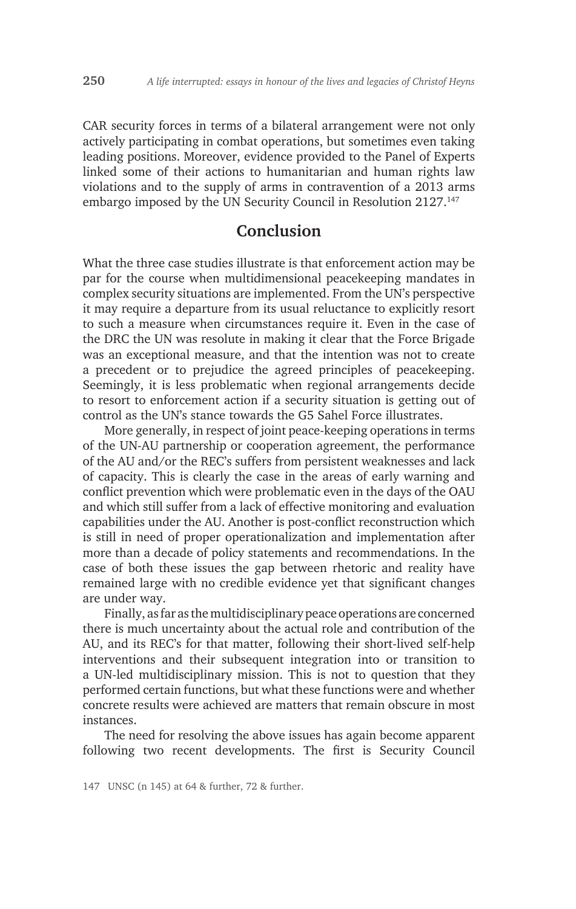CAR security forces in terms of a bilateral arrangement were not only actively participating in combat operations, but sometimes even taking leading positions. Moreover, evidence provided to the Panel of Experts linked some of their actions to humanitarian and human rights law violations and to the supply of arms in contravention of a 2013 arms embargo imposed by the UN Security Council in Resolution 2127.[147]

## Conclusion

What the three case studies illustrate is that enforcement action may be par for the course when multidimensional peacekeeping mandates in complex security situations are implemented. From the UN's perspective it may require a departure from its usual reluctance to explicitly resort to such a measure when circumstances require it. Even in the case of the DRC the UN was resolute in making it clear that the Force Brigade was an exceptional measure, and that the intention was not to create a precedent or to prejudice the agreed principles of peacekeeping. Seemingly, it is less problematic when regional arrangements decide to resort to enforcement action if a security situation is getting out of control as the UN's stance towards the G5 Sahel Force illustrates.

More generally, in respect of joint peace-keeping operations in terms of the UN-AU partnership or cooperation agreement, the performance of the AU and/or the REC's suffers from persistent weaknesses and lack of capacity. This is clearly the case in the areas of early warning and conflict prevention which were problematic even in the days of the OAU and which still suffer from a lack of effective monitoring and evaluation capabilities under the AU. Another is post-conflict reconstruction which is still in need of proper operationalization and implementation after more than a decade of policy statements and recommendations. In the case of both these issues the gap between rhetoric and reality have remained large with no credible evidence yet that significant changes are under way.

Finally, as far as the multidisciplinary peace operations are concerned there is much uncertainty about the actual role and contribution of the AU, and its REC's for that matter, following their short-lived self-help interventions and their subsequent integration into or transition to a UN-led multidisciplinary mission. This is not to question that they performed certain functions, but what these functions were and whether concrete results were achieved are matters that remain obscure in most instances.

The need for resolving the above issues has again become apparent following two recent developments. The first is Security Council

147 UNSC (n 145) at 64 & further, 72 & further.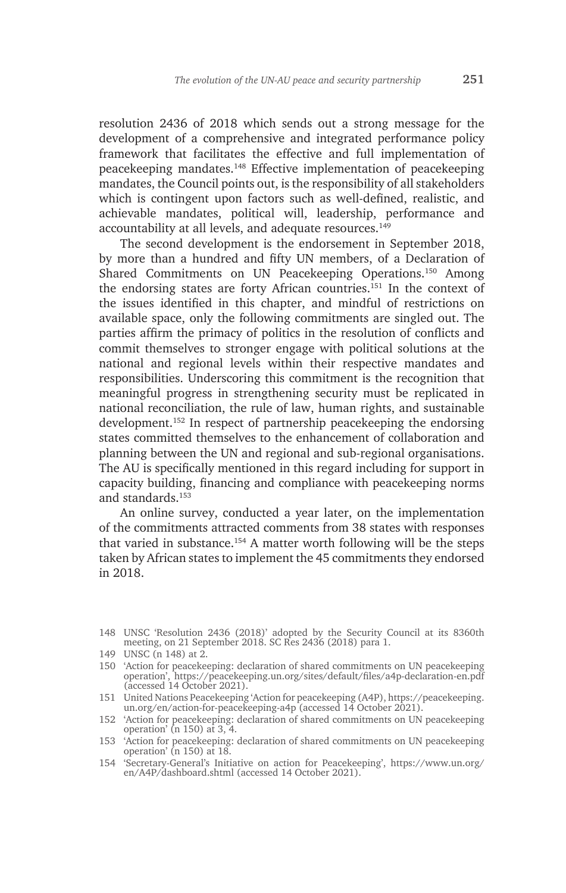resolution 2436 of 2018 which sends out a strong message for the development of a comprehensive and integrated performance policy framework that facilitates the effective and full implementation of peacekeeping mandates.[148] Effective implementation of peacekeeping mandates, the Council points out, is the responsibility of all stakeholders which is contingent upon factors such as well-defined, realistic, and achievable mandates, political will, leadership, performance and accountability at all levels, and adequate resources.[149]

The second development is the endorsement in September 2018, by more than a hundred and fifty UN members, of a Declaration of Shared Commitments on UN Peacekeeping Operations.[150] Among the endorsing states are forty African countries.[151] In the context of the issues identified in this chapter, and mindful of restrictions on available space, only the following commitments are singled out. The parties affirm the primacy of politics in the resolution of conflicts and commit themselves to stronger engage with political solutions at the national and regional levels within their respective mandates and responsibilities. Underscoring this commitment is the recognition that meaningful progress in strengthening security must be replicated in national reconciliation, the rule of law, human rights, and sustainable development.[152] In respect of partnership peacekeeping the endorsing states committed themselves to the enhancement of collaboration and planning between the UN and regional and sub-regional organisations. The AU is specifically mentioned in this regard including for support in capacity building, financing and compliance with peacekeeping norms and standards.[153]

An online survey, conducted a year later, on the implementation of the commitments attracted comments from 38 states with responses that varied in substance.[154] A matter worth following will be the steps taken by African states to implement the 45 commitments they endorsed in 2018.

148 UNSC 'Resolution 2436 (2018)' adopted by the Security Council at its 8360th meeting, on 21 September 2018. SC Res 2436 (2018) para 1.

149 UNSC (n 148) at 2.

150 'Action for peacekeeping: declaration of shared commitments on UN peacekeeping operation', https://peacekeeping.un.org/sites/default/files/a4p-declaration-en.pdf (accessed 14 October 2021).

151 United Nations Peacekeeping 'Action for peacekeeping (A4P), https://peacekeeping.un.org/en/action-for-peacekeeping-a4p (accessed 14 October 2021).

152 'Action for peacekeeping: declaration of shared commitments on UN peacekeeping operation' (n 150) at 3, 4.

153 'Action for peacekeeping: declaration of shared commitments on UN peacekeeping operation' (n 150) at 18.

154 'Secretary-General's Initiative on action for Peacekeeping', https://www.un.org/en/A4P/dashboard.shtml (accessed 14 October 2021).